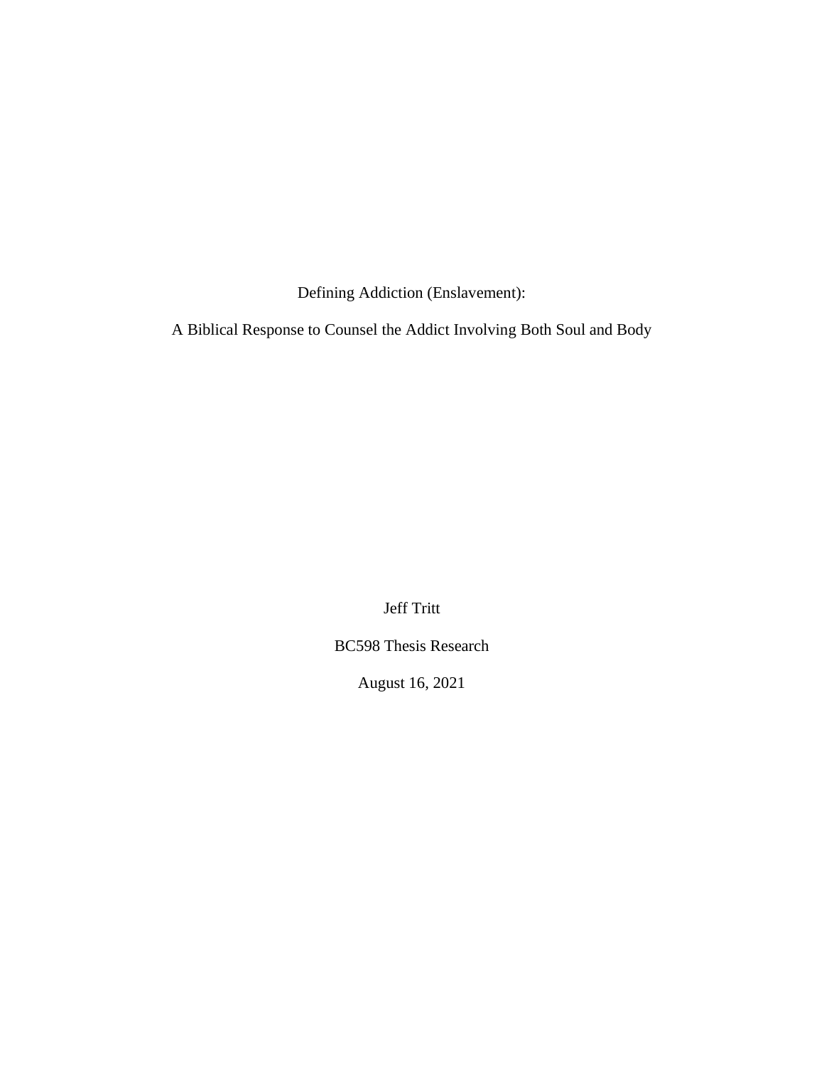# Defining Addiction (Enslavement):

## A Biblical Response to Counsel the Addict Involving Both Soul and Body

Jeff Tritt

BC598 Thesis Research

August 16, 2021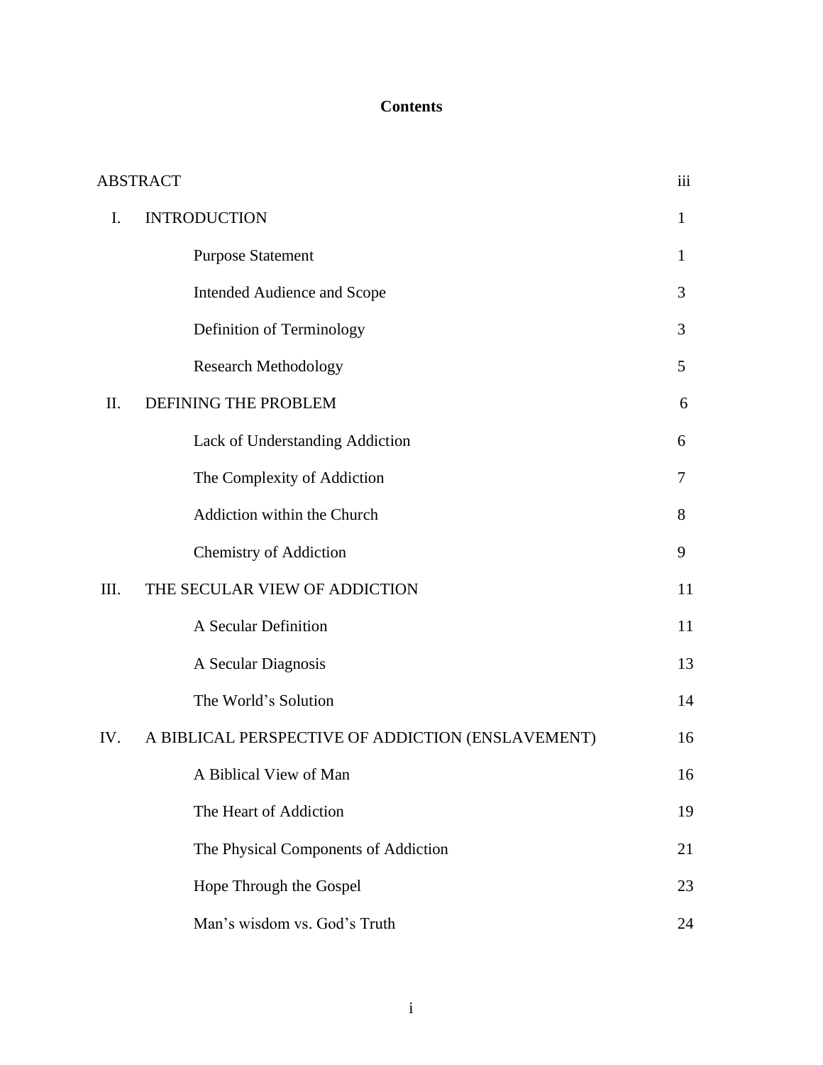# Contents

| | | |
|---|---|---|
| ABSTRACT | | iii |
| I. | INTRODUCTION | 1 |
| | Purpose Statement | 1 |
| | Intended Audience and Scope | 3 |
| | Definition of Terminology | 3 |
| | Research Methodology | 5 |
| II. | DEFINING THE PROBLEM | 6 |
| | Lack of Understanding Addiction | 6 |
| | The Complexity of Addiction | 7 |
| | Addiction within the Church | 8 |
| | Chemistry of Addiction | 9 |
| III. | THE SECULAR VIEW OF ADDICTION | 11 |
| | A Secular Definition | 11 |
| | A Secular Diagnosis | 13 |
| | The World's Solution | 14 |
| IV. | A BIBLICAL PERSPECTIVE OF ADDICTION (ENSLAVEMENT) | 16 |
| | A Biblical View of Man | 16 |
| | The Heart of Addiction | 19 |
| | The Physical Components of Addiction | 21 |
| | Hope Through the Gospel | 23 |
| | Man's wisdom vs. God's Truth | 24 |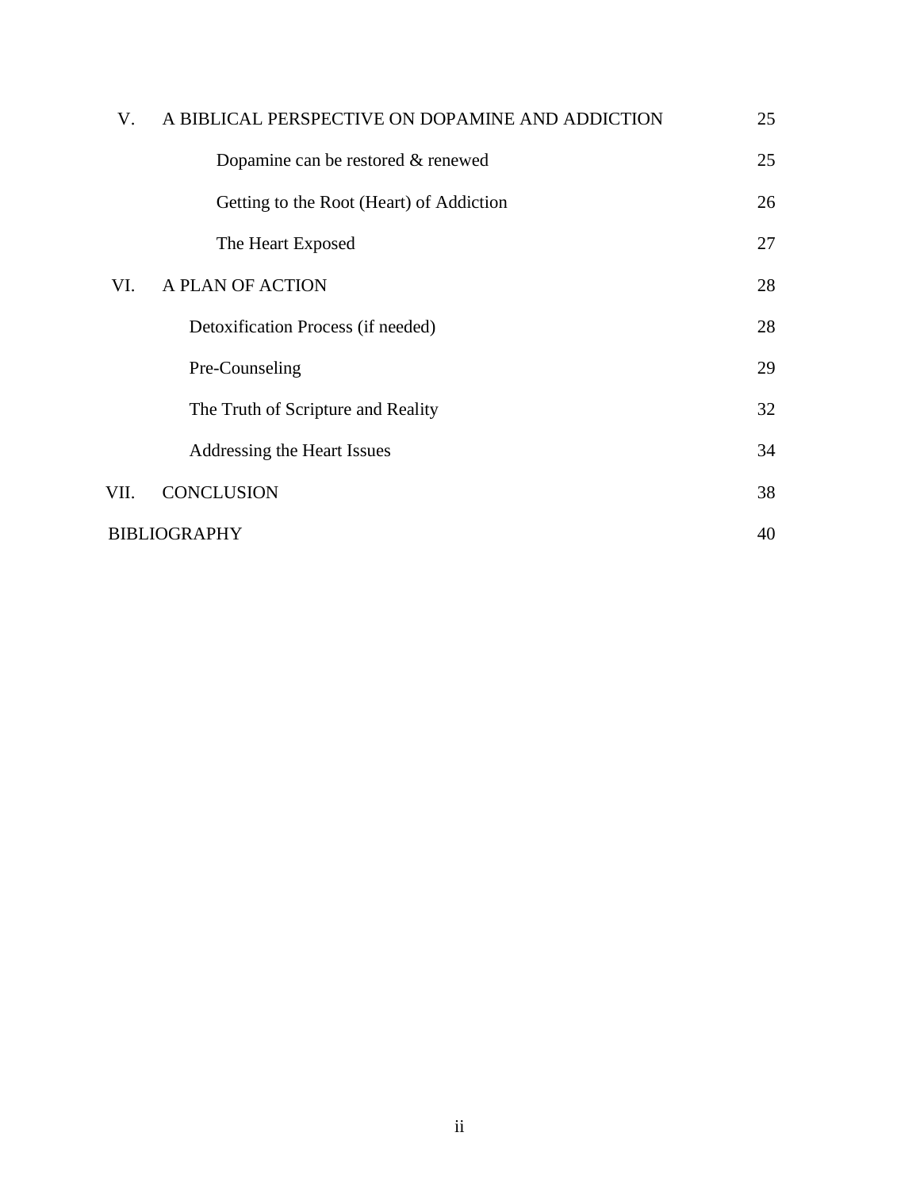| | | |
|---|---|---|
| V. | A BIBLICAL PERSPECTIVE ON DOPAMINE AND ADDICTION | 25 |
| | Dopamine can be restored & renewed | 25 |
| | Getting to the Root (Heart) of Addiction | 26 |
| | The Heart Exposed | 27 |
| VI. | A PLAN OF ACTION | 28 |
| | Detoxification Process (if needed) | 28 |
| | Pre-Counseling | 29 |
| | The Truth of Scripture and Reality | 32 |
| | Addressing the Heart Issues | 34 |
| VII. | CONCLUSION | 38 |
| | BIBLIOGRAPHY | 40 |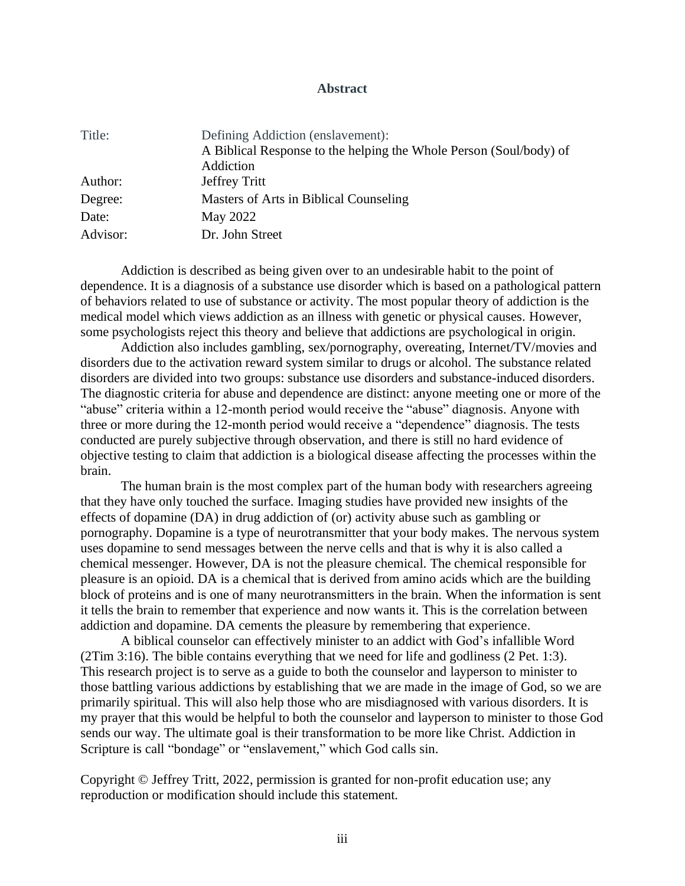**Abstract**

| | |
|---|---|
| Title: | Defining Addiction (enslavement): A Biblical Response to the helping the Whole Person (Soul/body) of Addiction |
| Author: | Jeffrey Tritt |
| Degree: | Masters of Arts in Biblical Counseling |
| Date: | May 2022 |
| Advisor: | Dr. John Street |

Addiction is described as being given over to an undesirable habit to the point of dependence. It is a diagnosis of a substance use disorder which is based on a pathological pattern of behaviors related to use of substance or activity. The most popular theory of addiction is the medical model which views addiction as an illness with genetic or physical causes. However, some psychologists reject this theory and believe that addictions are psychological in origin.

Addiction also includes gambling, sex/pornography, overeating, Internet/TV/movies and disorders due to the activation reward system similar to drugs or alcohol. The substance related disorders are divided into two groups: substance use disorders and substance-induced disorders. The diagnostic criteria for abuse and dependence are distinct: anyone meeting one or more of the "abuse" criteria within a 12-month period would receive the "abuse" diagnosis. Anyone with three or more during the 12-month period would receive a "dependence" diagnosis. The tests conducted are purely subjective through observation, and there is still no hard evidence of objective testing to claim that addiction is a biological disease affecting the processes within the brain.

The human brain is the most complex part of the human body with researchers agreeing that they have only touched the surface. Imaging studies have provided new insights of the effects of dopamine (DA) in drug addiction of (or) activity abuse such as gambling or pornography. Dopamine is a type of neurotransmitter that your body makes. The nervous system uses dopamine to send messages between the nerve cells and that is why it is also called a chemical messenger. However, DA is not the pleasure chemical. The chemical responsible for pleasure is an opioid. DA is a chemical that is derived from amino acids which are the building block of proteins and is one of many neurotransmitters in the brain. When the information is sent it tells the brain to remember that experience and now wants it. This is the correlation between addiction and dopamine. DA cements the pleasure by remembering that experience.

A biblical counselor can effectively minister to an addict with God's infallible Word (2Tim 3:16). The bible contains everything that we need for life and godliness (2 Pet. 1:3). This research project is to serve as a guide to both the counselor and layperson to minister to those battling various addictions by establishing that we are made in the image of God, so we are primarily spiritual. This will also help those who are misdiagnosed with various disorders. It is my prayer that this would be helpful to both the counselor and layperson to minister to those God sends our way. The ultimate goal is their transformation to be more like Christ. Addiction in Scripture is call "bondage" or "enslavement," which God calls sin.

Copyright © Jeffrey Tritt, 2022, permission is granted for non-profit education use; any reproduction or modification should include this statement.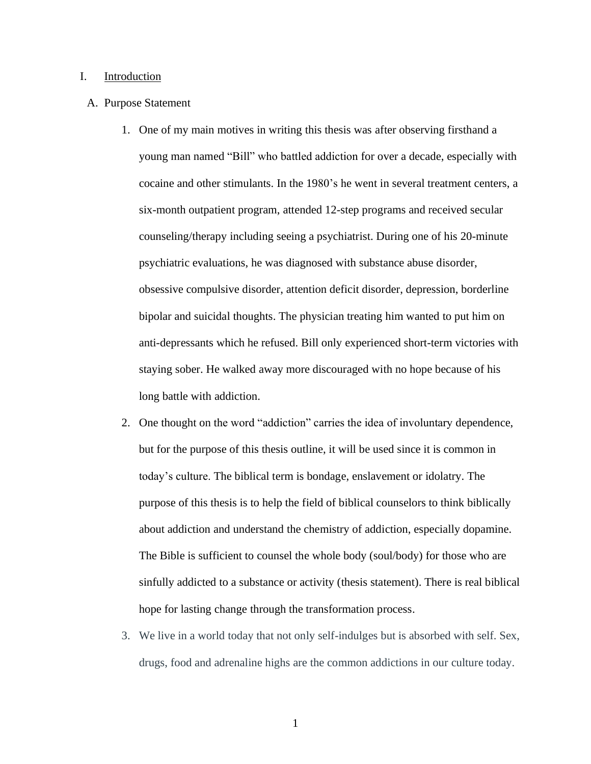I. Introduction

A. Purpose Statement

1. One of my main motives in writing this thesis was after observing firsthand a young man named "Bill" who battled addiction for over a decade, especially with cocaine and other stimulants. In the 1980's he went in several treatment centers, a six-month outpatient program, attended 12-step programs and received secular counseling/therapy including seeing a psychiatrist. During one of his 20-minute psychiatric evaluations, he was diagnosed with substance abuse disorder, obsessive compulsive disorder, attention deficit disorder, depression, borderline bipolar and suicidal thoughts. The physician treating him wanted to put him on anti-depressants which he refused. Bill only experienced short-term victories with staying sober. He walked away more discouraged with no hope because of his long battle with addiction.

2. One thought on the word "addiction" carries the idea of involuntary dependence, but for the purpose of this thesis outline, it will be used since it is common in today's culture. The biblical term is bondage, enslavement or idolatry. The purpose of this thesis is to help the field of biblical counselors to think biblically about addiction and understand the chemistry of addiction, especially dopamine. The Bible is sufficient to counsel the whole body (soul/body) for those who are sinfully addicted to a substance or activity (thesis statement). There is real biblical hope for lasting change through the transformation process.

3. We live in a world today that not only self-indulges but is absorbed with self. Sex, drugs, food and adrenaline highs are the common addictions in our culture today.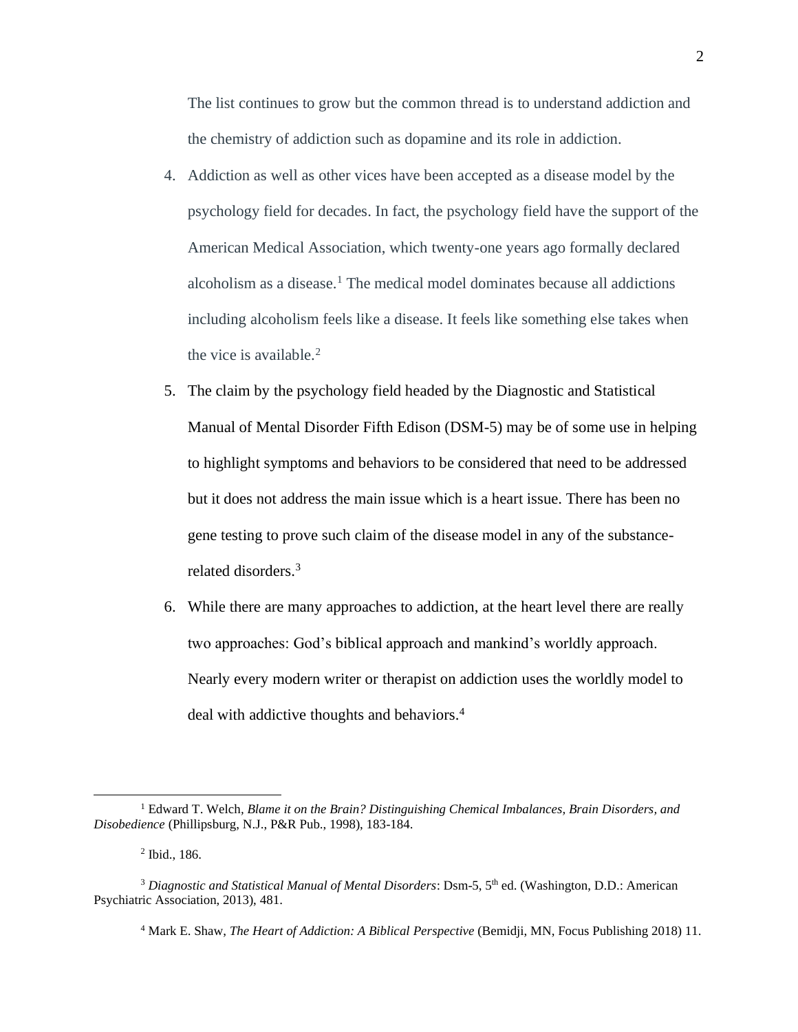The list continues to grow but the common thread is to understand addiction and the chemistry of addiction such as dopamine and its role in addiction.

4. Addiction as well as other vices have been accepted as a disease model by the psychology field for decades. In fact, the psychology field have the support of the American Medical Association, which twenty-one years ago formally declared alcoholism as a disease.[1] The medical model dominates because all addictions including alcoholism feels like a disease. It feels like something else takes when the vice is available.[2]

5. The claim by the psychology field headed by the Diagnostic and Statistical Manual of Mental Disorder Fifth Edison (DSM-5) may be of some use in helping to highlight symptoms and behaviors to be considered that need to be addressed but it does not address the main issue which is a heart issue. There has been no gene testing to prove such claim of the disease model in any of the substance-related disorders.[3]

6. While there are many approaches to addiction, at the heart level there are really two approaches: God's biblical approach and mankind's worldly approach. Nearly every modern writer or therapist on addiction uses the worldly model to deal with addictive thoughts and behaviors.[4]

---

[1] Edward T. Welch, *Blame it on the Brain? Distinguishing Chemical Imbalances, Brain Disorders, and Disobedience* (Phillipsburg, N.J., P&R Pub., 1998), 183-184.

[2] Ibid., 186.

[3] *Diagnostic and Statistical Manual of Mental Disorders*: Dsm-5, 5th ed. (Washington, D.D.: American Psychiatric Association, 2013), 481.

[4] Mark E. Shaw, *The Heart of Addiction: A Biblical Perspective* (Bemidji, MN, Focus Publishing 2018) 11.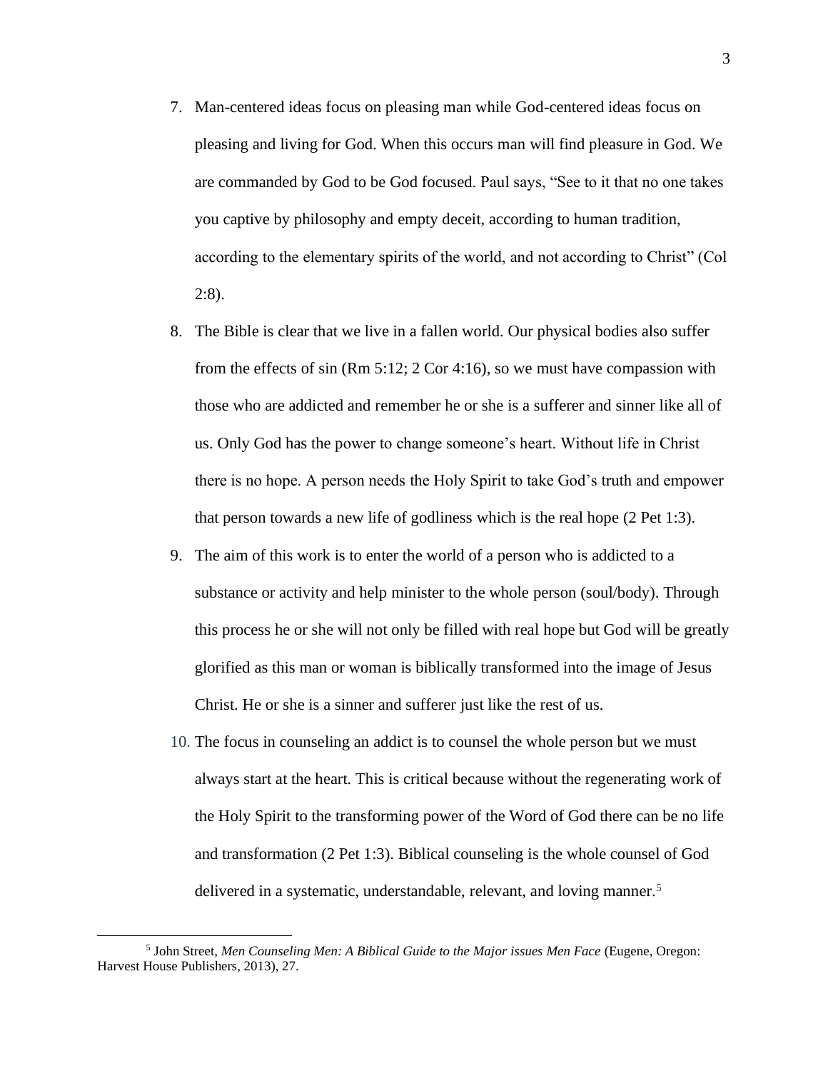7. Man-centered ideas focus on pleasing man while God-centered ideas focus on pleasing and living for God. When this occurs man will find pleasure in God. We are commanded by God to be God focused. Paul says, "See to it that no one takes you captive by philosophy and empty deceit, according to human tradition, according to the elementary spirits of the world, and not according to Christ" (Col 2:8).
8. The Bible is clear that we live in a fallen world. Our physical bodies also suffer from the effects of sin (Rm 5:12; 2 Cor 4:16), so we must have compassion with those who are addicted and remember he or she is a sufferer and sinner like all of us. Only God has the power to change someone's heart. Without life in Christ there is no hope. A person needs the Holy Spirit to take God's truth and empower that person towards a new life of godliness which is the real hope (2 Pet 1:3).
9. The aim of this work is to enter the world of a person who is addicted to a substance or activity and help minister to the whole person (soul/body). Through this process he or she will not only be filled with real hope but God will be greatly glorified as this man or woman is biblically transformed into the image of Jesus Christ. He or she is a sinner and sufferer just like the rest of us.
10. The focus in counseling an addict is to counsel the whole person but we must always start at the heart. This is critical because without the regenerating work of the Holy Spirit to the transforming power of the Word of God there can be no life and transformation (2 Pet 1:3). Biblical counseling is the whole counsel of God delivered in a systematic, understandable, relevant, and loving manner.[5]

---

[5] John Street, *Men Counseling Men: A Biblical Guide to the Major issues Men Face* (Eugene, Oregon: Harvest House Publishers, 2013), 27.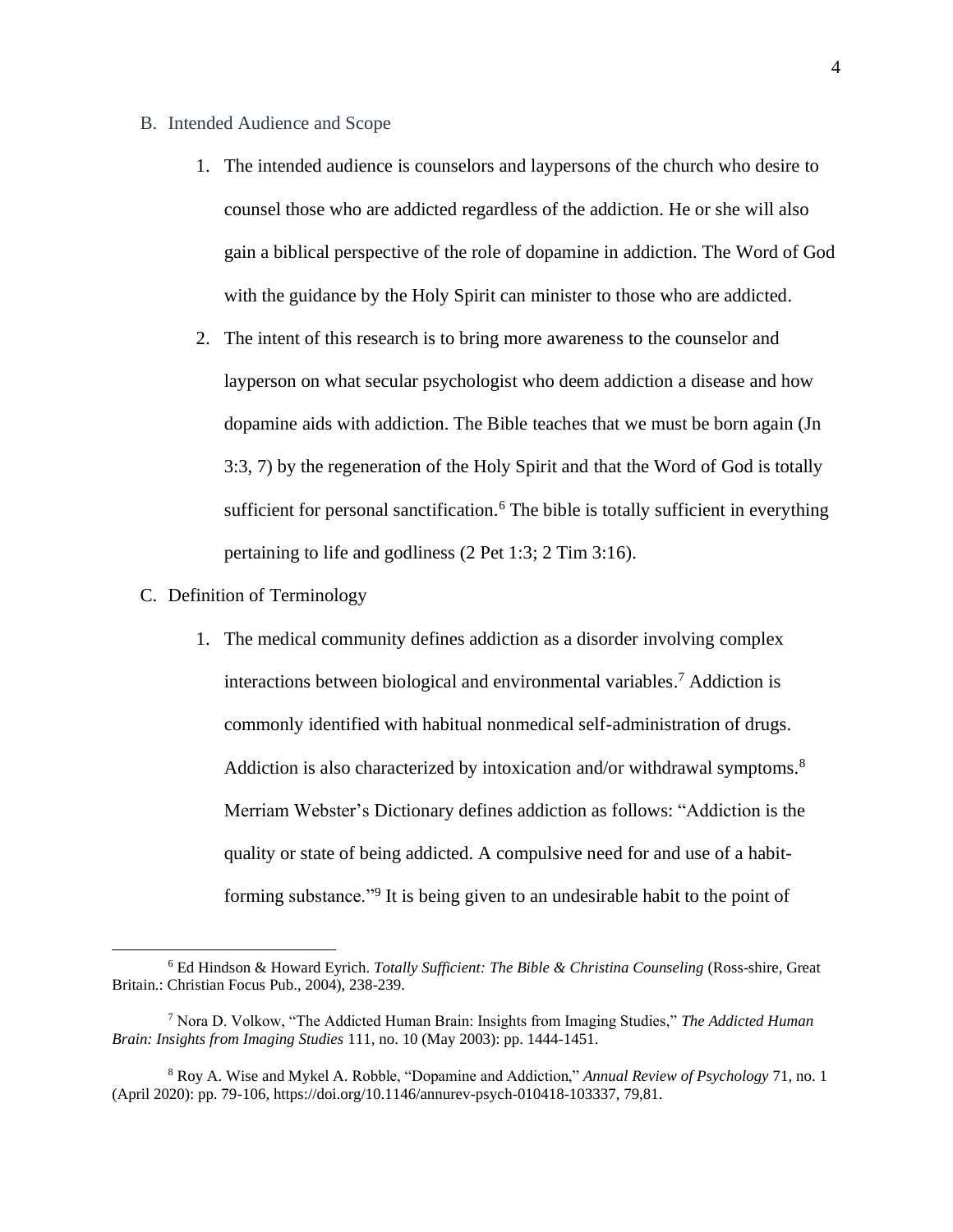B. Intended Audience and Scope

1. The intended audience is counselors and laypersons of the church who desire to counsel those who are addicted regardless of the addiction. He or she will also gain a biblical perspective of the role of dopamine in addiction. The Word of God with the guidance by the Holy Spirit can minister to those who are addicted.

2. The intent of this research is to bring more awareness to the counselor and layperson on what secular psychologist who deem addiction a disease and how dopamine aids with addiction. The Bible teaches that we must be born again (Jn 3:3, 7) by the regeneration of the Holy Spirit and that the Word of God is totally sufficient for personal sanctification.[6] The bible is totally sufficient in everything pertaining to life and godliness (2 Pet 1:3; 2 Tim 3:16).

C. Definition of Terminology

1. The medical community defines addiction as a disorder involving complex interactions between biological and environmental variables.[7] Addiction is commonly identified with habitual nonmedical self-administration of drugs. Addiction is also characterized by intoxication and/or withdrawal symptoms.[8] Merriam Webster's Dictionary defines addiction as follows: "Addiction is the quality or state of being addicted. A compulsive need for and use of a habit-forming substance."[9] It is being given to an undesirable habit to the point of

---

[6] Ed Hindson & Howard Eyrich. *Totally Sufficient: The Bible & Christina Counseling* (Ross-shire, Great Britain.: Christian Focus Pub., 2004), 238-239.

[7] Nora D. Volkow, "The Addicted Human Brain: Insights from Imaging Studies," *The Addicted Human Brain: Insights from Imaging Studies* 111, no. 10 (May 2003): pp. 1444-1451.

[8] Roy A. Wise and Mykel A. Robble, "Dopamine and Addiction," *Annual Review of Psychology* 71, no. 1 (April 2020): pp. 79-106, https://doi.org/10.1146/annurev-psych-010418-103337, 79,81.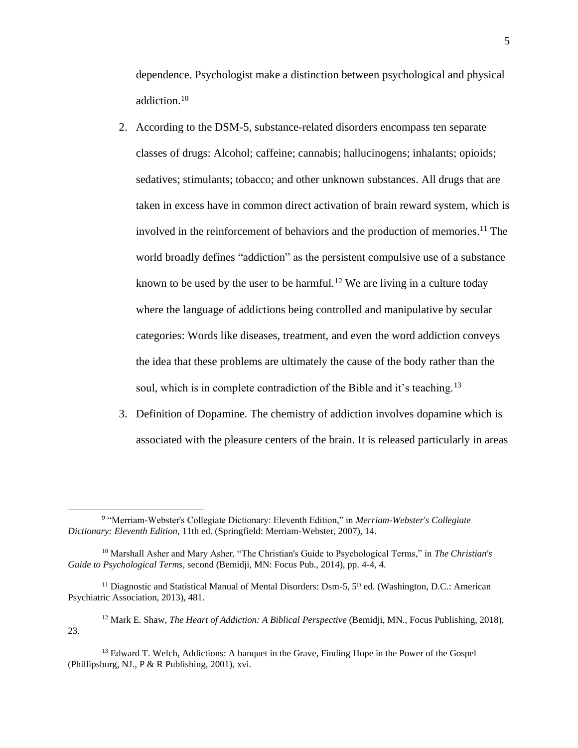dependence. Psychologist make a distinction between psychological and physical addiction.[10]

2. According to the DSM-5, substance-related disorders encompass ten separate classes of drugs: Alcohol; caffeine; cannabis; hallucinogens; inhalants; opioids; sedatives; stimulants; tobacco; and other unknown substances. All drugs that are taken in excess have in common direct activation of brain reward system, which is involved in the reinforcement of behaviors and the production of memories.[11] The world broadly defines "addiction" as the persistent compulsive use of a substance known to be used by the user to be harmful.[12] We are living in a culture today where the language of addictions being controlled and manipulative by secular categories: Words like diseases, treatment, and even the word addiction conveys the idea that these problems are ultimately the cause of the body rather than the soul, which is in complete contradiction of the Bible and it's teaching.[13]
3. Definition of Dopamine. The chemistry of addiction involves dopamine which is associated with the pleasure centers of the brain. It is released particularly in areas

---

[9] "Merriam-Webster's Collegiate Dictionary: Eleventh Edition," in *Merriam-Webster's Collegiate Dictionary: Eleventh Edition*, 11th ed. (Springfield: Merriam-Webster, 2007), 14.

[10] Marshall Asher and Mary Asher, "The Christian's Guide to Psychological Terms," in *The Christian's Guide to Psychological Terms*, second (Bemidji, MN: Focus Pub., 2014), pp. 4-4, 4.

[11] Diagnostic and Statistical Manual of Mental Disorders: Dsm-5, 5th ed. (Washington, D.C.: American Psychiatric Association, 2013), 481.

[12] Mark E. Shaw, *The Heart of Addiction: A Biblical Perspective* (Bemidji, MN., Focus Publishing, 2018), 23.

[13] Edward T. Welch, Addictions: A banquet in the Grave, Finding Hope in the Power of the Gospel (Phillipsburg, NJ., P & R Publishing, 2001), xvi.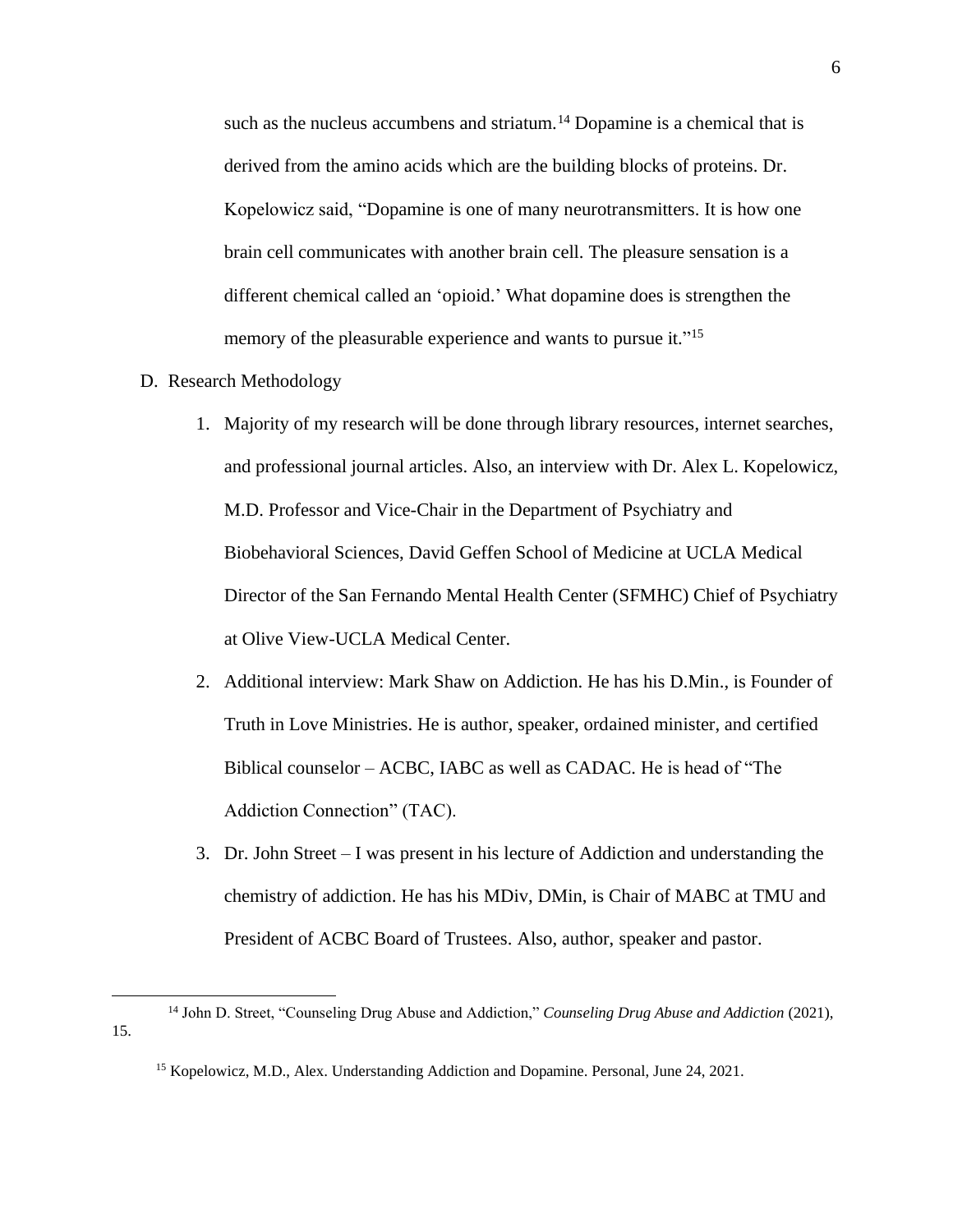such as the nucleus accumbens and striatum.[14] Dopamine is a chemical that is derived from the amino acids which are the building blocks of proteins. Dr. Kopelowicz said, "Dopamine is one of many neurotransmitters. It is how one brain cell communicates with another brain cell. The pleasure sensation is a different chemical called an 'opioid.' What dopamine does is strengthen the memory of the pleasurable experience and wants to pursue it."[15]

D. Research Methodology

1. Majority of my research will be done through library resources, internet searches, and professional journal articles. Also, an interview with Dr. Alex L. Kopelowicz, M.D. Professor and Vice-Chair in the Department of Psychiatry and Biobehavioral Sciences, David Geffen School of Medicine at UCLA Medical Director of the San Fernando Mental Health Center (SFMHC) Chief of Psychiatry at Olive View-UCLA Medical Center.
2. Additional interview: Mark Shaw on Addiction. He has his D.Min., is Founder of Truth in Love Ministries. He is author, speaker, ordained minister, and certified Biblical counselor – ACBC, IABC as well as CADAC. He is head of "The Addiction Connection" (TAC).
3. Dr. John Street – I was present in his lecture of Addiction and understanding the chemistry of addiction. He has his MDiv, DMin, is Chair of MABC at TMU and President of ACBC Board of Trustees. Also, author, speaker and pastor.

---

[14] John D. Street, "Counseling Drug Abuse and Addiction," *Counseling Drug Abuse and Addiction* (2021), 15.

[15] Kopelowicz, M.D., Alex. Understanding Addiction and Dopamine. Personal, June 24, 2021.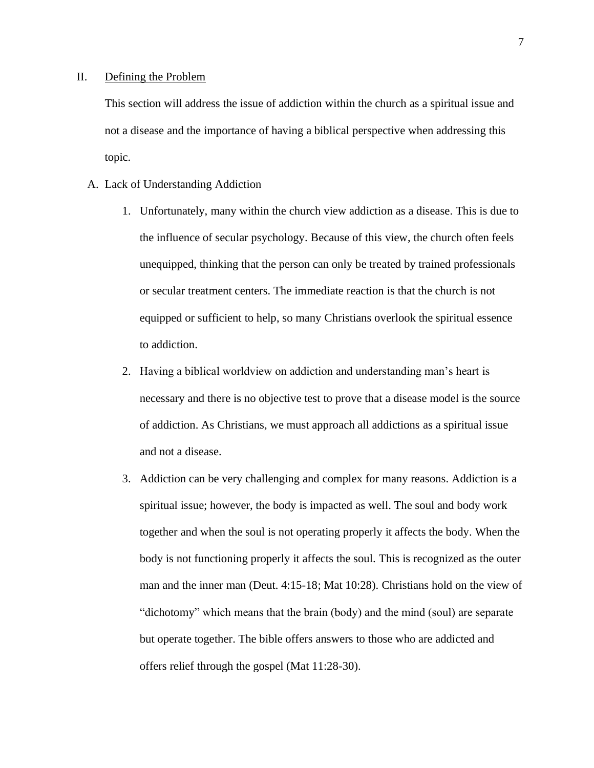## II. <u>Defining the Problem</u>

This section will address the issue of addiction within the church as a spiritual issue and not a disease and the importance of having a biblical perspective when addressing this topic.

### A. Lack of Understanding Addiction

1. Unfortunately, many within the church view addiction as a disease. This is due to the influence of secular psychology. Because of this view, the church often feels unequipped, thinking that the person can only be treated by trained professionals or secular treatment centers. The immediate reaction is that the church is not equipped or sufficient to help, so many Christians overlook the spiritual essence to addiction.
2. Having a biblical worldview on addiction and understanding man's heart is necessary and there is no objective test to prove that a disease model is the source of addiction. As Christians, we must approach all addictions as a spiritual issue and not a disease.
3. Addiction can be very challenging and complex for many reasons. Addiction is a spiritual issue; however, the body is impacted as well. The soul and body work together and when the soul is not operating properly it affects the body. When the body is not functioning properly it affects the soul. This is recognized as the outer man and the inner man (Deut. 4:15-18; Mat 10:28). Christians hold on the view of "dichotomy" which means that the brain (body) and the mind (soul) are separate but operate together. The bible offers answers to those who are addicted and offers relief through the gospel (Mat 11:28-30).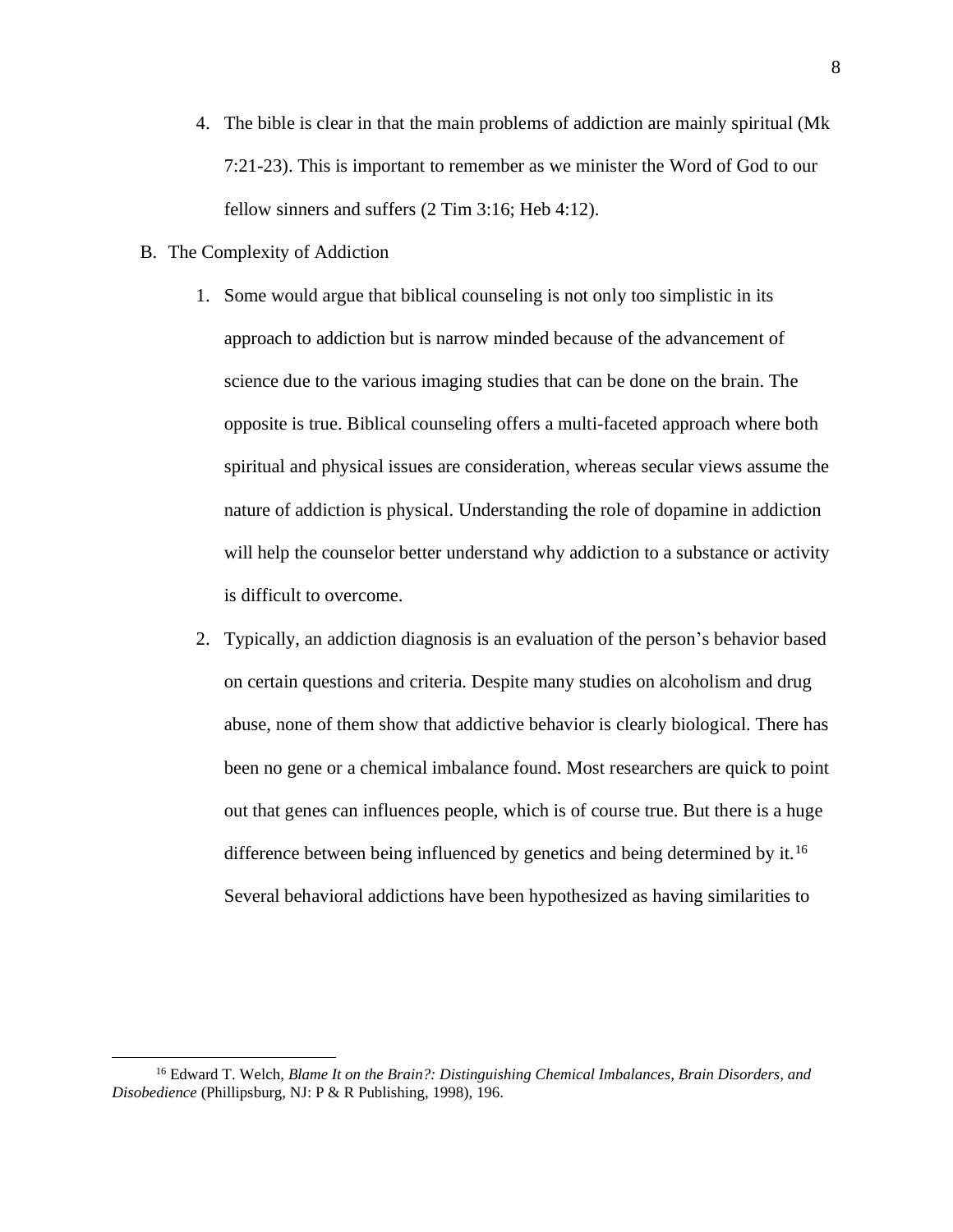4. The bible is clear in that the main problems of addiction are mainly spiritual (Mk 7:21-23). This is important to remember as we minister the Word of God to our fellow sinners and suffers (2 Tim 3:16; Heb 4:12).

B. The Complexity of Addiction

1. Some would argue that biblical counseling is not only too simplistic in its approach to addiction but is narrow minded because of the advancement of science due to the various imaging studies that can be done on the brain. The opposite is true. Biblical counseling offers a multi-faceted approach where both spiritual and physical issues are consideration, whereas secular views assume the nature of addiction is physical. Understanding the role of dopamine in addiction will help the counselor better understand why addiction to a substance or activity is difficult to overcome.

2. Typically, an addiction diagnosis is an evaluation of the person's behavior based on certain questions and criteria. Despite many studies on alcoholism and drug abuse, none of them show that addictive behavior is clearly biological. There has been no gene or a chemical imbalance found. Most researchers are quick to point out that genes can influences people, which is of course true. But there is a huge difference between being influenced by genetics and being determined by it.[16] Several behavioral addictions have been hypothesized as having similarities to

---

[16] Edward T. Welch, *Blame It on the Brain?: Distinguishing Chemical Imbalances, Brain Disorders, and Disobedience* (Phillipsburg, NJ: P & R Publishing, 1998), 196.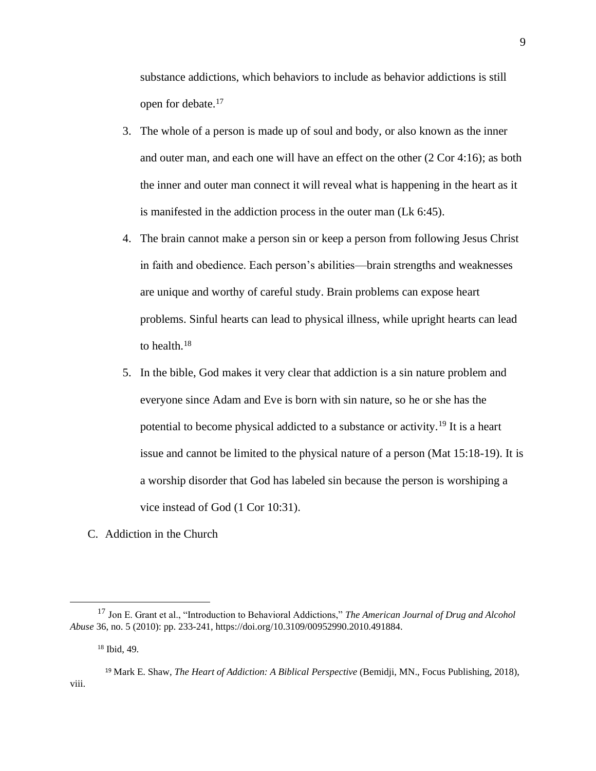substance addictions, which behaviors to include as behavior addictions is still open for debate.[17]

3. The whole of a person is made up of soul and body, or also known as the inner and outer man, and each one will have an effect on the other (2 Cor 4:16); as both the inner and outer man connect it will reveal what is happening in the heart as it is manifested in the addiction process in the outer man (Lk 6:45).
4. The brain cannot make a person sin or keep a person from following Jesus Christ in faith and obedience. Each person's abilities—brain strengths and weaknesses are unique and worthy of careful study. Brain problems can expose heart problems. Sinful hearts can lead to physical illness, while upright hearts can lead to health.[18]
5. In the bible, God makes it very clear that addiction is a sin nature problem and everyone since Adam and Eve is born with sin nature, so he or she has the potential to become physical addicted to a substance or activity.[19] It is a heart issue and cannot be limited to the physical nature of a person (Mat 15:18-19). It is a worship disorder that God has labeled sin because the person is worshiping a vice instead of God (1 Cor 10:31).

C. Addiction in the Church

---

[17] Jon E. Grant et al., "Introduction to Behavioral Addictions," *The American Journal of Drug and Alcohol Abuse* 36, no. 5 (2010): pp. 233-241, https://doi.org/10.3109/00952990.2010.491884.

[18] Ibid, 49.

[19] Mark E. Shaw, *The Heart of Addiction: A Biblical Perspective* (Bemidji, MN., Focus Publishing, 2018), viii.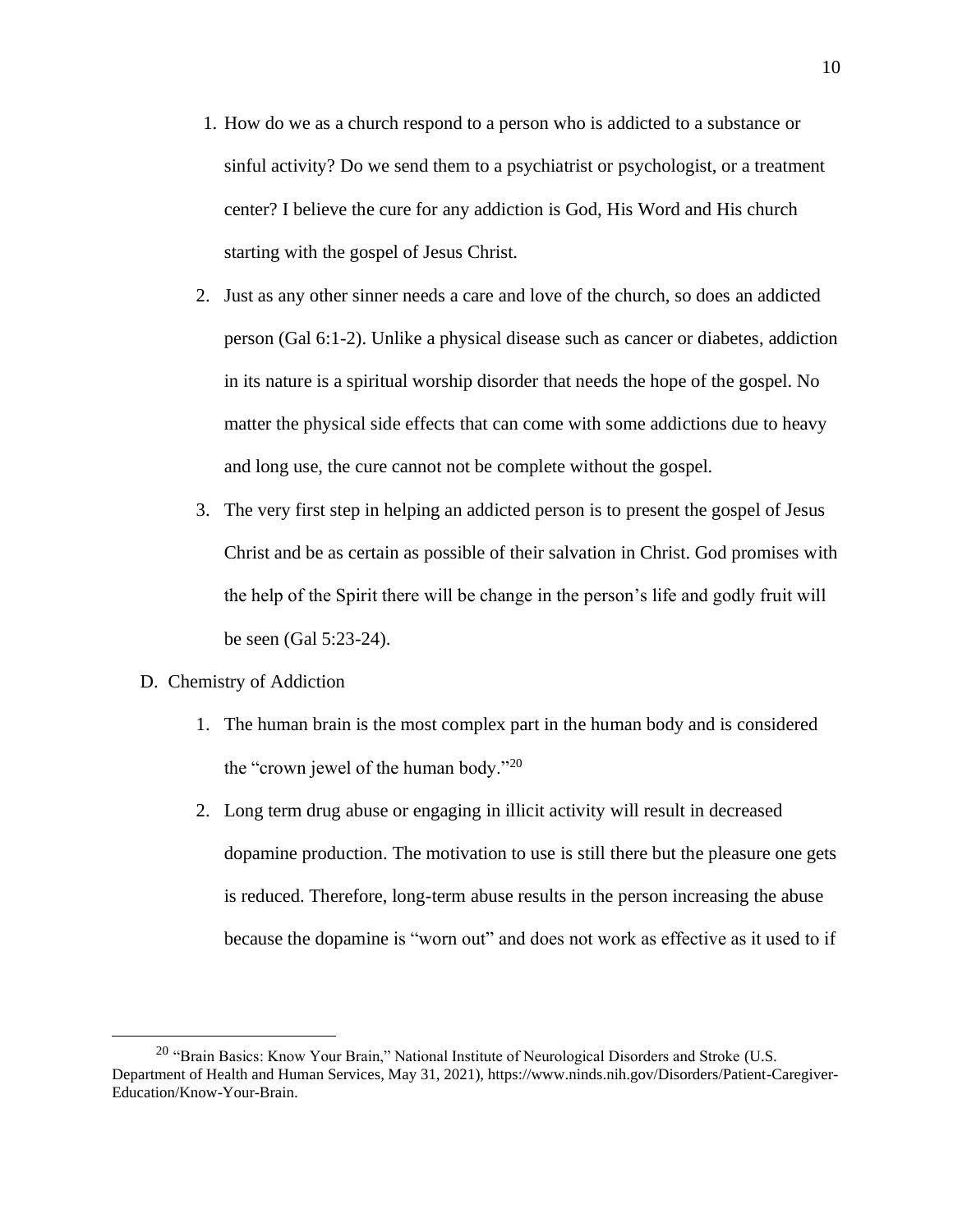1. How do we as a church respond to a person who is addicted to a substance or sinful activity? Do we send them to a psychiatrist or psychologist, or a treatment center? I believe the cure for any addiction is God, His Word and His church starting with the gospel of Jesus Christ.
2. Just as any other sinner needs a care and love of the church, so does an addicted person (Gal 6:1-2). Unlike a physical disease such as cancer or diabetes, addiction in its nature is a spiritual worship disorder that needs the hope of the gospel. No matter the physical side effects that can come with some addictions due to heavy and long use, the cure cannot not be complete without the gospel.
3. The very first step in helping an addicted person is to present the gospel of Jesus Christ and be as certain as possible of their salvation in Christ. God promises with the help of the Spirit there will be change in the person's life and godly fruit will be seen (Gal 5:23-24).

D. Chemistry of Addiction

1. The human brain is the most complex part in the human body and is considered the "crown jewel of the human body."[20]
2. Long term drug abuse or engaging in illicit activity will result in decreased dopamine production. The motivation to use is still there but the pleasure one gets is reduced. Therefore, long-term abuse results in the person increasing the abuse because the dopamine is "worn out" and does not work as effective as it used to if

[20] "Brain Basics: Know Your Brain," National Institute of Neurological Disorders and Stroke (U.S. Department of Health and Human Services, May 31, 2021), https://www.ninds.nih.gov/Disorders/Patient-Caregiver-Education/Know-Your-Brain.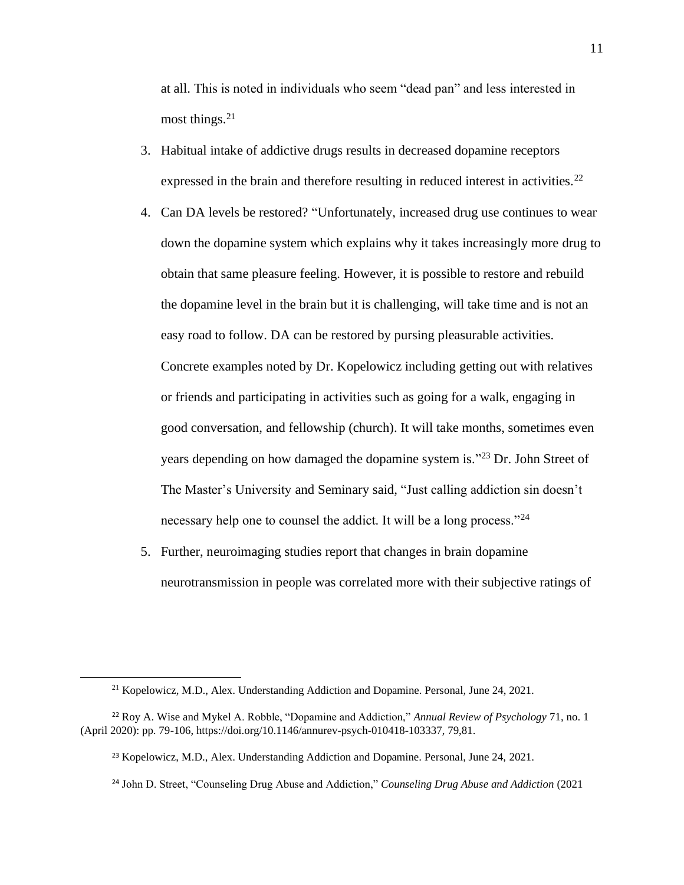at all. This is noted in individuals who seem "dead pan" and less interested in most things.[21]

3. Habitual intake of addictive drugs results in decreased dopamine receptors expressed in the brain and therefore resulting in reduced interest in activities.[22]
4. Can DA levels be restored? "Unfortunately, increased drug use continues to wear down the dopamine system which explains why it takes increasingly more drug to obtain that same pleasure feeling. However, it is possible to restore and rebuild the dopamine level in the brain but it is challenging, will take time and is not an easy road to follow. DA can be restored by pursing pleasurable activities. Concrete examples noted by Dr. Kopelowicz including getting out with relatives or friends and participating in activities such as going for a walk, engaging in good conversation, and fellowship (church). It will take months, sometimes even years depending on how damaged the dopamine system is."[23] Dr. John Street of The Master's University and Seminary said, "Just calling addiction sin doesn't necessary help one to counsel the addict. It will be a long process."[24]
5. Further, neuroimaging studies report that changes in brain dopamine neurotransmission in people was correlated more with their subjective ratings of

---

[21] Kopelowicz, M.D., Alex. Understanding Addiction and Dopamine. Personal, June 24, 2021.

[22] Roy A. Wise and Mykel A. Robble, "Dopamine and Addiction," *Annual Review of Psychology* 71, no. 1 (April 2020): pp. 79-106, https://doi.org/10.1146/annurev-psych-010418-103337, 79,81.

[23] Kopelowicz, M.D., Alex. Understanding Addiction and Dopamine. Personal, June 24, 2021.

[24] John D. Street, "Counseling Drug Abuse and Addiction," *Counseling Drug Abuse and Addiction* (2021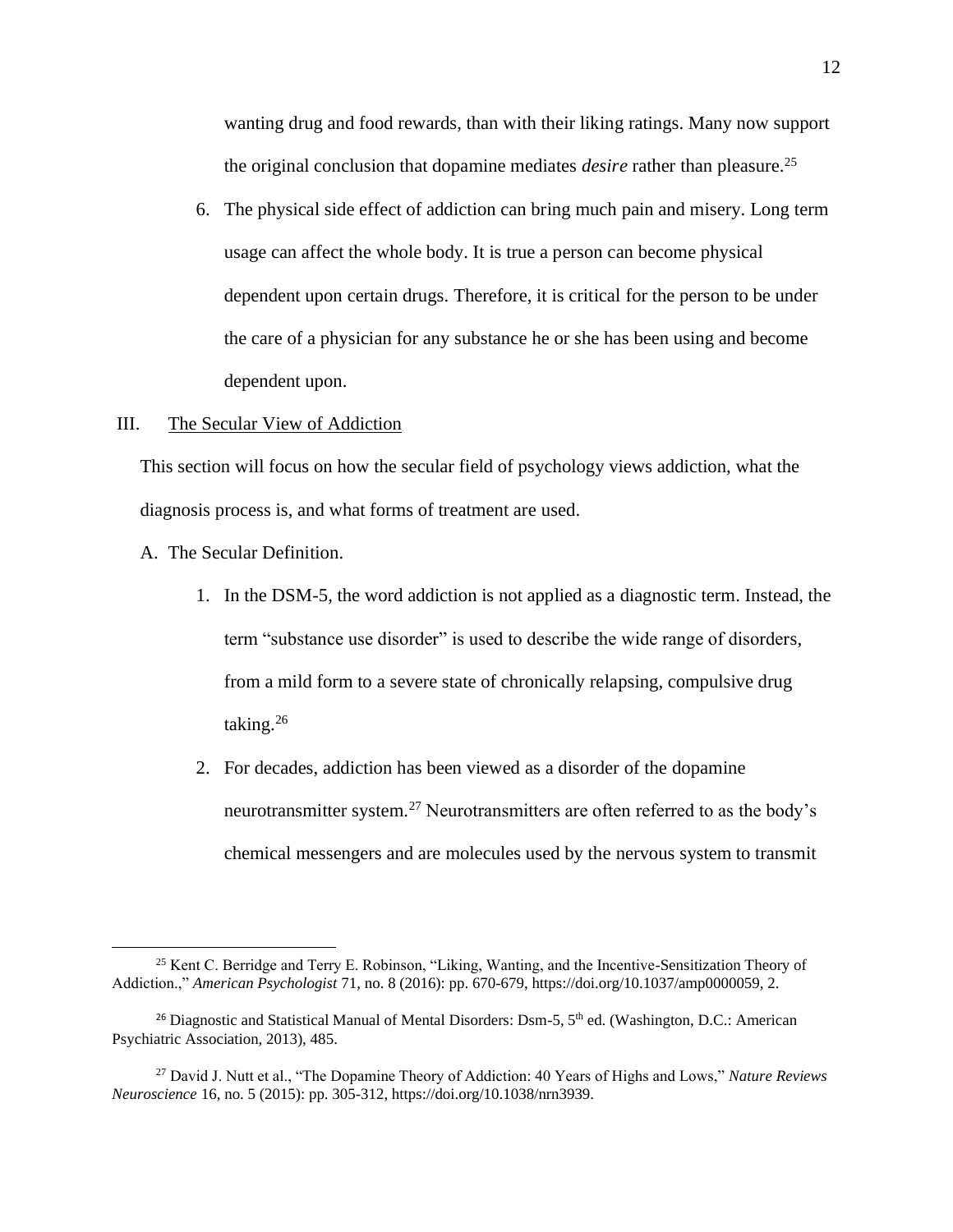wanting drug and food rewards, than with their liking ratings. Many now support the original conclusion that dopamine mediates *desire* rather than pleasure.[25]

6. The physical side effect of addiction can bring much pain and misery. Long term usage can affect the whole body. It is true a person can become physical dependent upon certain drugs. Therefore, it is critical for the person to be under the care of a physician for any substance he or she has been using and become dependent upon.

## III. The Secular View of Addiction

This section will focus on how the secular field of psychology views addiction, what the diagnosis process is, and what forms of treatment are used.

A. The Secular Definition.

1. In the DSM-5, the word addiction is not applied as a diagnostic term. Instead, the term "substance use disorder" is used to describe the wide range of disorders, from a mild form to a severe state of chronically relapsing, compulsive drug taking.[26]

2. For decades, addiction has been viewed as a disorder of the dopamine neurotransmitter system.[27] Neurotransmitters are often referred to as the body's chemical messengers and are molecules used by the nervous system to transmit

---

[25] Kent C. Berridge and Terry E. Robinson, "Liking, Wanting, and the Incentive-Sensitization Theory of Addiction.," *American Psychologist* 71, no. 8 (2016): pp. 670-679, https://doi.org/10.1037/amp0000059, 2.

[26] Diagnostic and Statistical Manual of Mental Disorders: Dsm-5, 5th ed. (Washington, D.C.: American Psychiatric Association, 2013), 485.

[27] David J. Nutt et al., "The Dopamine Theory of Addiction: 40 Years of Highs and Lows," *Nature Reviews Neuroscience* 16, no. 5 (2015): pp. 305-312, https://doi.org/10.1038/nrn3939.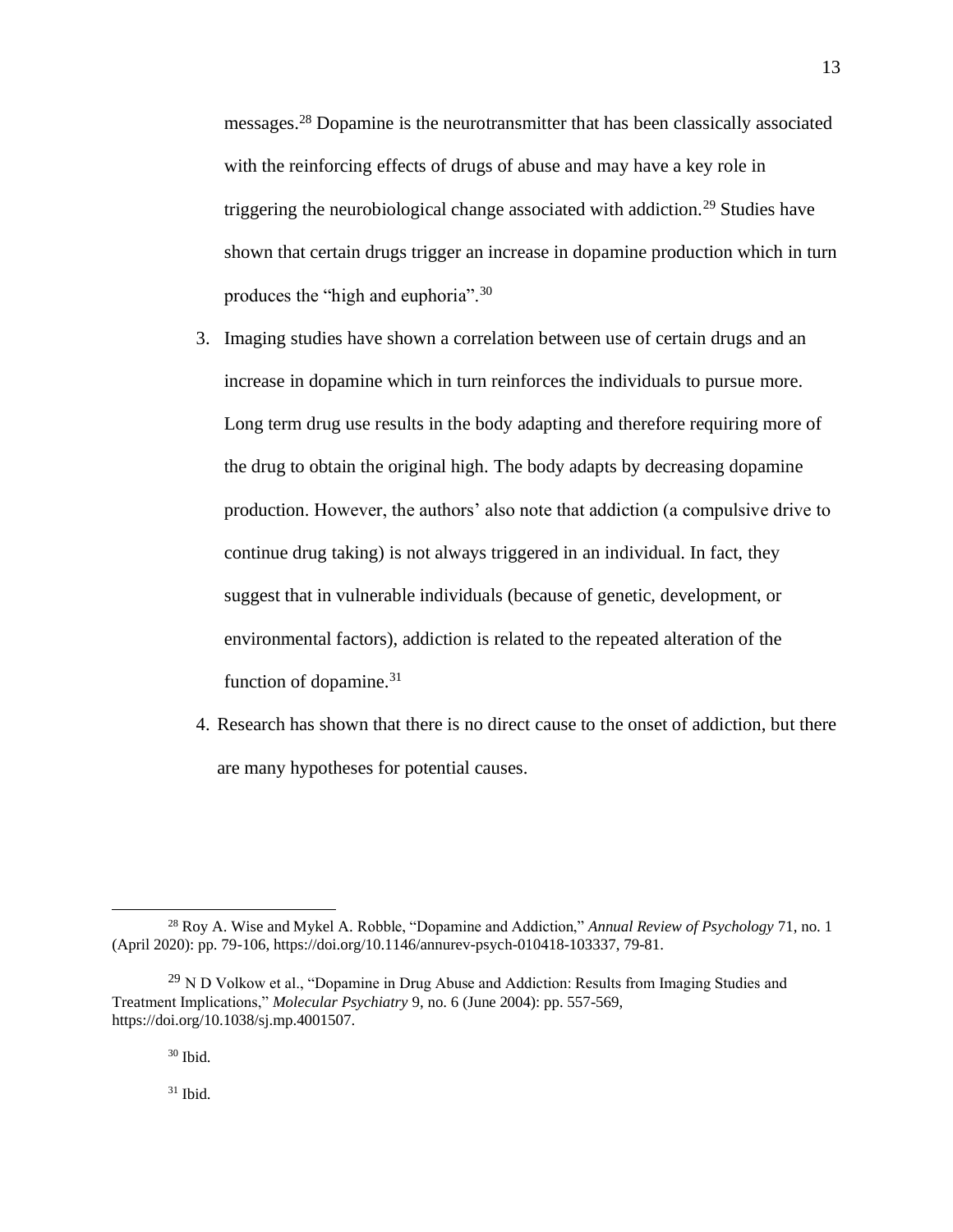messages.[28] Dopamine is the neurotransmitter that has been classically associated with the reinforcing effects of drugs of abuse and may have a key role in triggering the neurobiological change associated with addiction.[29] Studies have shown that certain drugs trigger an increase in dopamine production which in turn produces the "high and euphoria".[30]

3. Imaging studies have shown a correlation between use of certain drugs and an increase in dopamine which in turn reinforces the individuals to pursue more. Long term drug use results in the body adapting and therefore requiring more of the drug to obtain the original high. The body adapts by decreasing dopamine production. However, the authors' also note that addiction (a compulsive drive to continue drug taking) is not always triggered in an individual. In fact, they suggest that in vulnerable individuals (because of genetic, development, or environmental factors), addiction is related to the repeated alteration of the function of dopamine.[31]

4. Research has shown that there is no direct cause to the onset of addiction, but there are many hypotheses for potential causes.

---

[28] Roy A. Wise and Mykel A. Robble, "Dopamine and Addiction," *Annual Review of Psychology* 71, no. 1 (April 2020): pp. 79-106, https://doi.org/10.1146/annurev-psych-010418-103337, 79-81.

[29] N D Volkow et al., "Dopamine in Drug Abuse and Addiction: Results from Imaging Studies and Treatment Implications," *Molecular Psychiatry* 9, no. 6 (June 2004): pp. 557-569, https://doi.org/10.1038/sj.mp.4001507.

[30] Ibid.

[31] Ibid.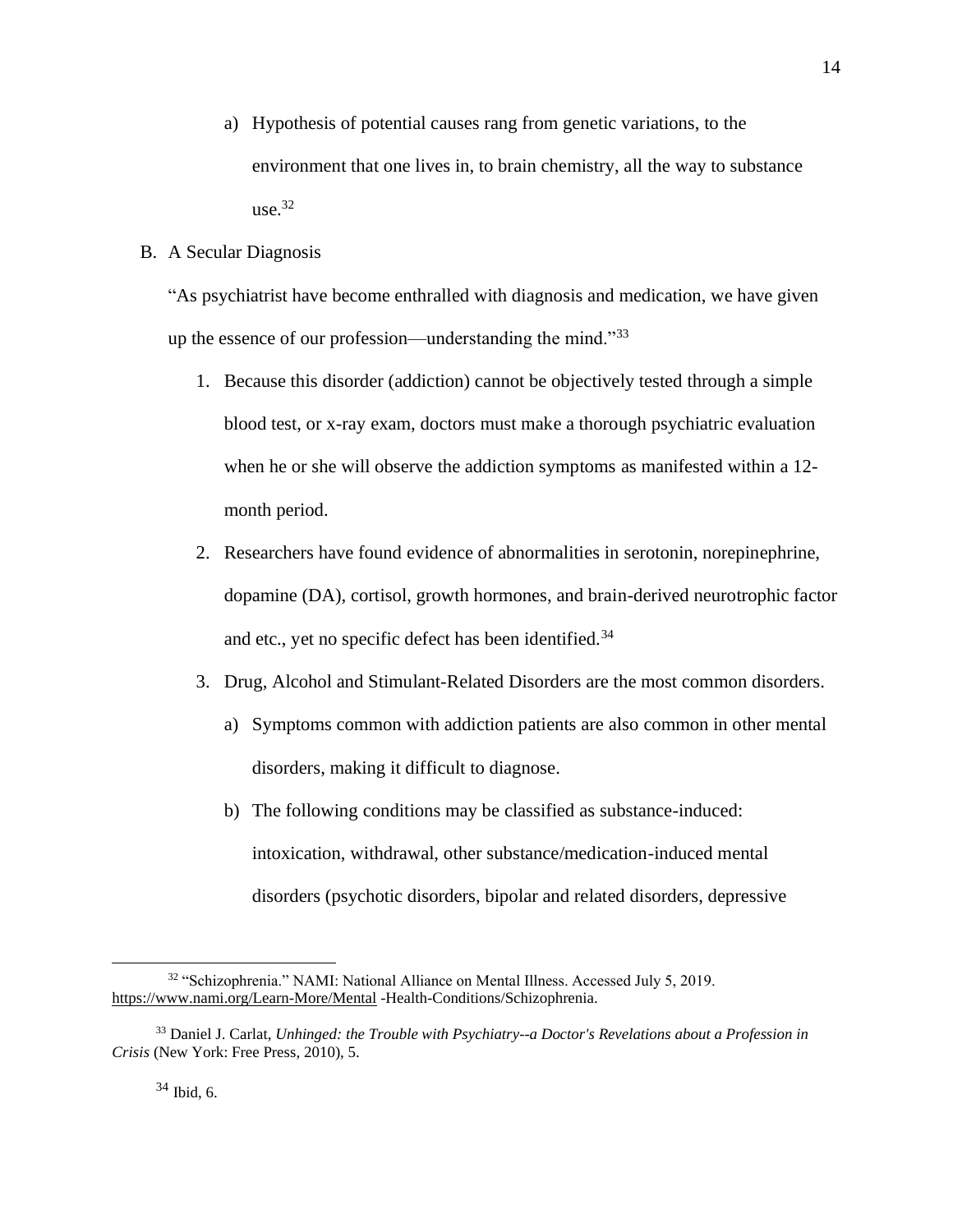a) Hypothesis of potential causes rang from genetic variations, to the environment that one lives in, to brain chemistry, all the way to substance use.[32]

B. A Secular Diagnosis

"As psychiatrist have become enthralled with diagnosis and medication, we have given up the essence of our profession—understanding the mind."[33]

1. Because this disorder (addiction) cannot be objectively tested through a simple blood test, or x-ray exam, doctors must make a thorough psychiatric evaluation when he or she will observe the addiction symptoms as manifested within a 12-month period.

2. Researchers have found evidence of abnormalities in serotonin, norepinephrine, dopamine (DA), cortisol, growth hormones, and brain-derived neurotrophic factor and etc., yet no specific defect has been identified.[34]

3. Drug, Alcohol and Stimulant-Related Disorders are the most common disorders.

   a) Symptoms common with addiction patients are also common in other mental disorders, making it difficult to diagnose.

   b) The following conditions may be classified as substance-induced: intoxication, withdrawal, other substance/medication-induced mental disorders (psychotic disorders, bipolar and related disorders, depressive

---

[32] "Schizophrenia." NAMI: National Alliance on Mental Illness. Accessed July 5, 2019. https://www.nami.org/Learn-More/Mental -Health-Conditions/Schizophrenia.

[33] Daniel J. Carlat, *Unhinged: the Trouble with Psychiatry--a Doctor's Revelations about a Profession in Crisis* (New York: Free Press, 2010), 5.

[34] Ibid, 6.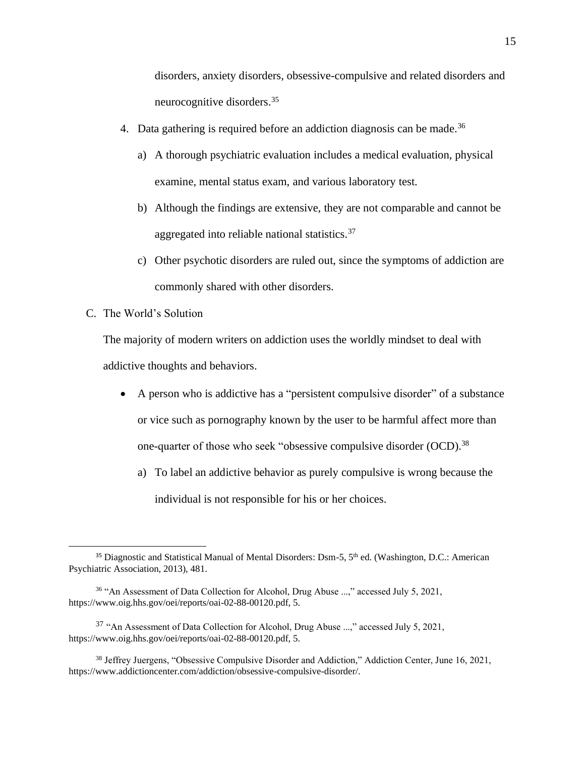disorders, anxiety disorders, obsessive-compulsive and related disorders and neurocognitive disorders.[35]

4. Data gathering is required before an addiction diagnosis can be made.[36]
   a) A thorough psychiatric evaluation includes a medical evaluation, physical examine, mental status exam, and various laboratory test.
   b) Although the findings are extensive, they are not comparable and cannot be aggregated into reliable national statistics.[37]
   c) Other psychotic disorders are ruled out, since the symptoms of addiction are commonly shared with other disorders.

C. The World's Solution

The majority of modern writers on addiction uses the worldly mindset to deal with addictive thoughts and behaviors.

- A person who is addictive has a "persistent compulsive disorder" of a substance or vice such as pornography known by the user to be harmful affect more than one-quarter of those who seek "obsessive compulsive disorder (OCD).[38]
   a) To label an addictive behavior as purely compulsive is wrong because the individual is not responsible for his or her choices.

---

[35] Diagnostic and Statistical Manual of Mental Disorders: Dsm-5, 5th ed. (Washington, D.C.: American Psychiatric Association, 2013), 481.

[36] "An Assessment of Data Collection for Alcohol, Drug Abuse ...," accessed July 5, 2021, https://www.oig.hhs.gov/oei/reports/oai-02-88-00120.pdf, 5.

[37] "An Assessment of Data Collection for Alcohol, Drug Abuse ...," accessed July 5, 2021, https://www.oig.hhs.gov/oei/reports/oai-02-88-00120.pdf, 5.

[38] Jeffrey Juergens, "Obsessive Compulsive Disorder and Addiction," Addiction Center, June 16, 2021, https://www.addictioncenter.com/addiction/obsessive-compulsive-disorder/.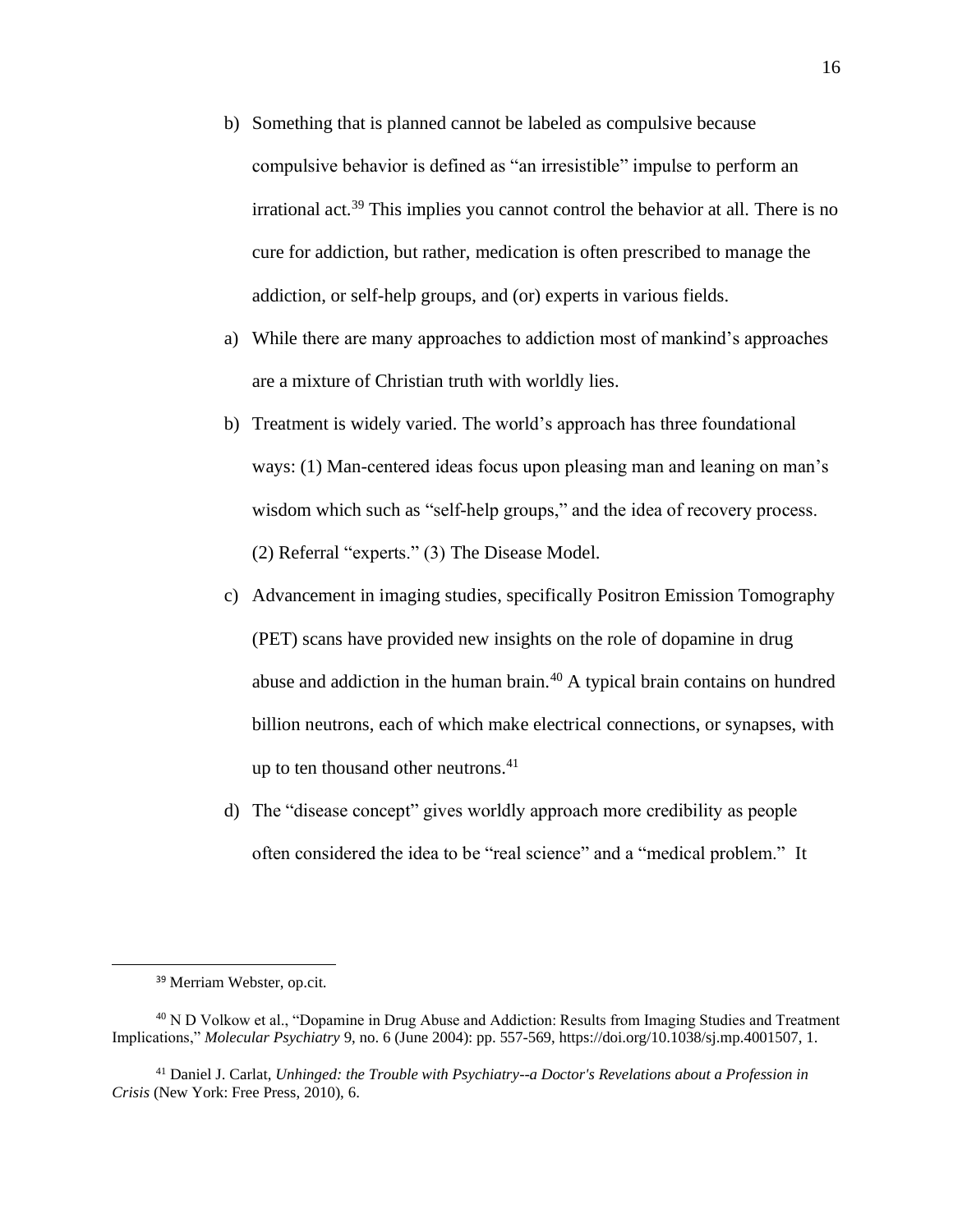b) Something that is planned cannot be labeled as compulsive because compulsive behavior is defined as "an irresistible" impulse to perform an irrational act.[39] This implies you cannot control the behavior at all. There is no cure for addiction, but rather, medication is often prescribed to manage the addiction, or self-help groups, and (or) experts in various fields.

a) While there are many approaches to addiction most of mankind's approaches are a mixture of Christian truth with worldly lies.

b) Treatment is widely varied. The world's approach has three foundational ways: (1) Man-centered ideas focus upon pleasing man and leaning on man's wisdom which such as "self-help groups," and the idea of recovery process. (2) Referral "experts." (3) The Disease Model.

c) Advancement in imaging studies, specifically Positron Emission Tomography (PET) scans have provided new insights on the role of dopamine in drug abuse and addiction in the human brain.[40] A typical brain contains on hundred billion neutrons, each of which make electrical connections, or synapses, with up to ten thousand other neutrons.[41]

d) The "disease concept" gives worldly approach more credibility as people often considered the idea to be "real science" and a "medical problem." It

---

[39] Merriam Webster, op.cit.

[40] N D Volkow et al., "Dopamine in Drug Abuse and Addiction: Results from Imaging Studies and Treatment Implications," *Molecular Psychiatry* 9, no. 6 (June 2004): pp. 557-569, https://doi.org/10.1038/sj.mp.4001507, 1.

[41] Daniel J. Carlat, *Unhinged: the Trouble with Psychiatry--a Doctor's Revelations about a Profession in Crisis* (New York: Free Press, 2010), 6.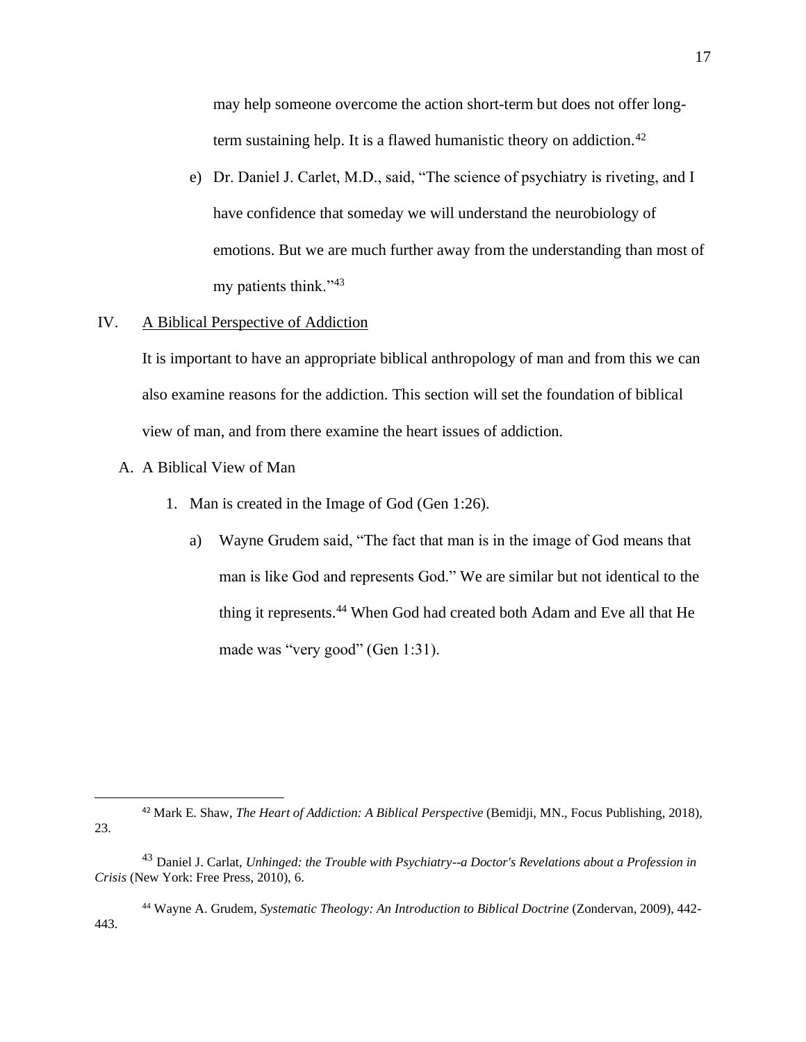may help someone overcome the action short-term but does not offer long-term sustaining help. It is a flawed humanistic theory on addiction.[42]

e) Dr. Daniel J. Carlet, M.D., said, "The science of psychiatry is riveting, and I have confidence that someday we will understand the neurobiology of emotions. But we are much further away from the understanding than most of my patients think."[43]

IV. A Biblical Perspective of Addiction

It is important to have an appropriate biblical anthropology of man and from this we can also examine reasons for the addiction. This section will set the foundation of biblical view of man, and from there examine the heart issues of addiction.

A. A Biblical View of Man

1. Man is created in the Image of God (Gen 1:26).

a) Wayne Grudem said, "The fact that man is in the image of God means that man is like God and represents God." We are similar but not identical to the thing it represents.[44] When God had created both Adam and Eve all that He made was "very good" (Gen 1:31).

---

[42] Mark E. Shaw, *The Heart of Addiction: A Biblical Perspective* (Bemidji, MN., Focus Publishing, 2018), 23.

[43] Daniel J. Carlat, *Unhinged: the Trouble with Psychiatry--a Doctor's Revelations about a Profession in Crisis* (New York: Free Press, 2010), 6.

[44] Wayne A. Grudem, *Systematic Theology: An Introduction to Biblical Doctrine* (Zondervan, 2009), 442-443.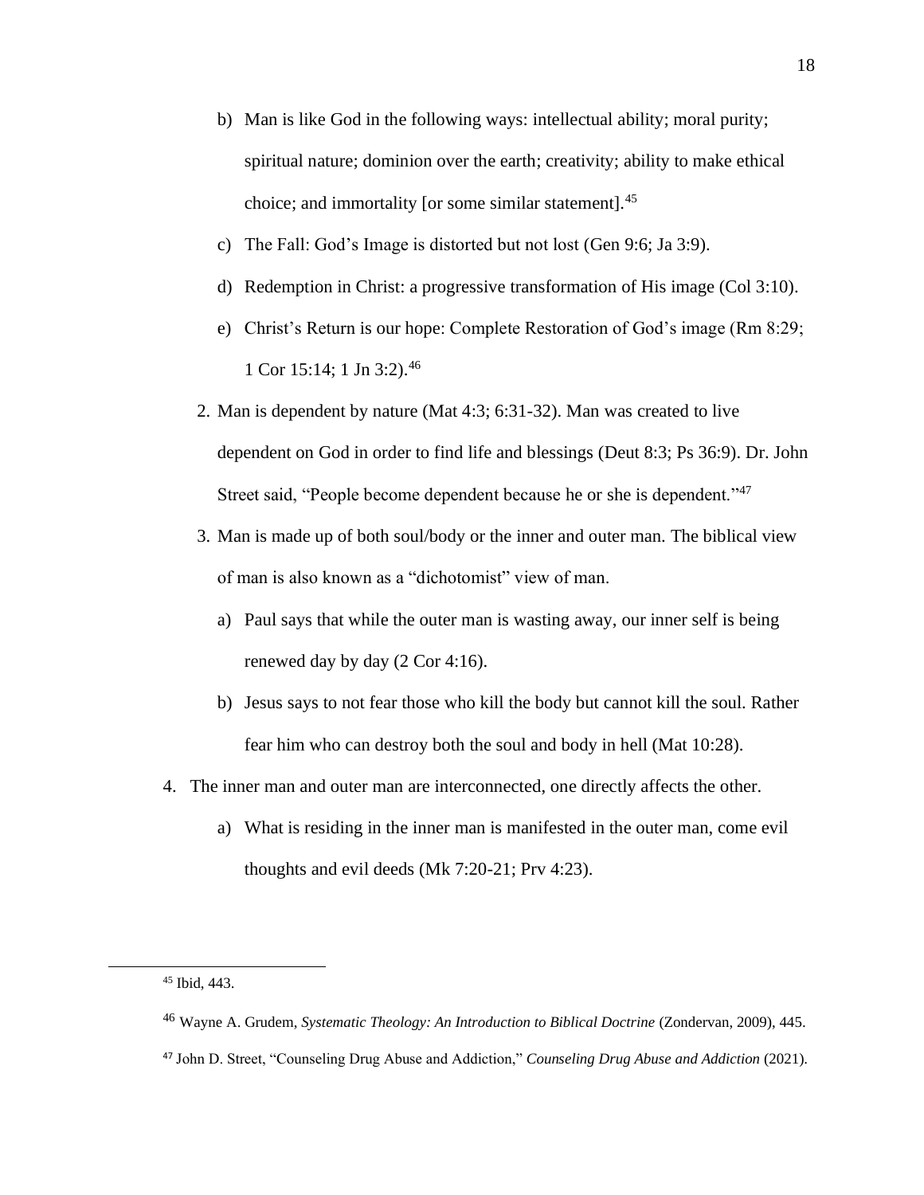b) Man is like God in the following ways: intellectual ability; moral purity; spiritual nature; dominion over the earth; creativity; ability to make ethical choice; and immortality [or some similar statement].[45]

c) The Fall: God's Image is distorted but not lost (Gen 9:6; Ja 3:9).

d) Redemption in Christ: a progressive transformation of His image (Col 3:10).

e) Christ's Return is our hope: Complete Restoration of God's image (Rm 8:29; 1 Cor 15:14; 1 Jn 3:2).[46]

2. Man is dependent by nature (Mat 4:3; 6:31-32). Man was created to live dependent on God in order to find life and blessings (Deut 8:3; Ps 36:9). Dr. John Street said, "People become dependent because he or she is dependent."[47]

3. Man is made up of both soul/body or the inner and outer man. The biblical view of man is also known as a "dichotomist" view of man.

a) Paul says that while the outer man is wasting away, our inner self is being renewed day by day (2 Cor 4:16).

b) Jesus says to not fear those who kill the body but cannot kill the soul. Rather fear him who can destroy both the soul and body in hell (Mat 10:28).

4. The inner man and outer man are interconnected, one directly affects the other.

a) What is residing in the inner man is manifested in the outer man, come evil thoughts and evil deeds (Mk 7:20-21; Prv 4:23).

---

[45] Ibid, 443.

[46] Wayne A. Grudem, *Systematic Theology: An Introduction to Biblical Doctrine* (Zondervan, 2009), 445.

[47] John D. Street, "Counseling Drug Abuse and Addiction," *Counseling Drug Abuse and Addiction* (2021).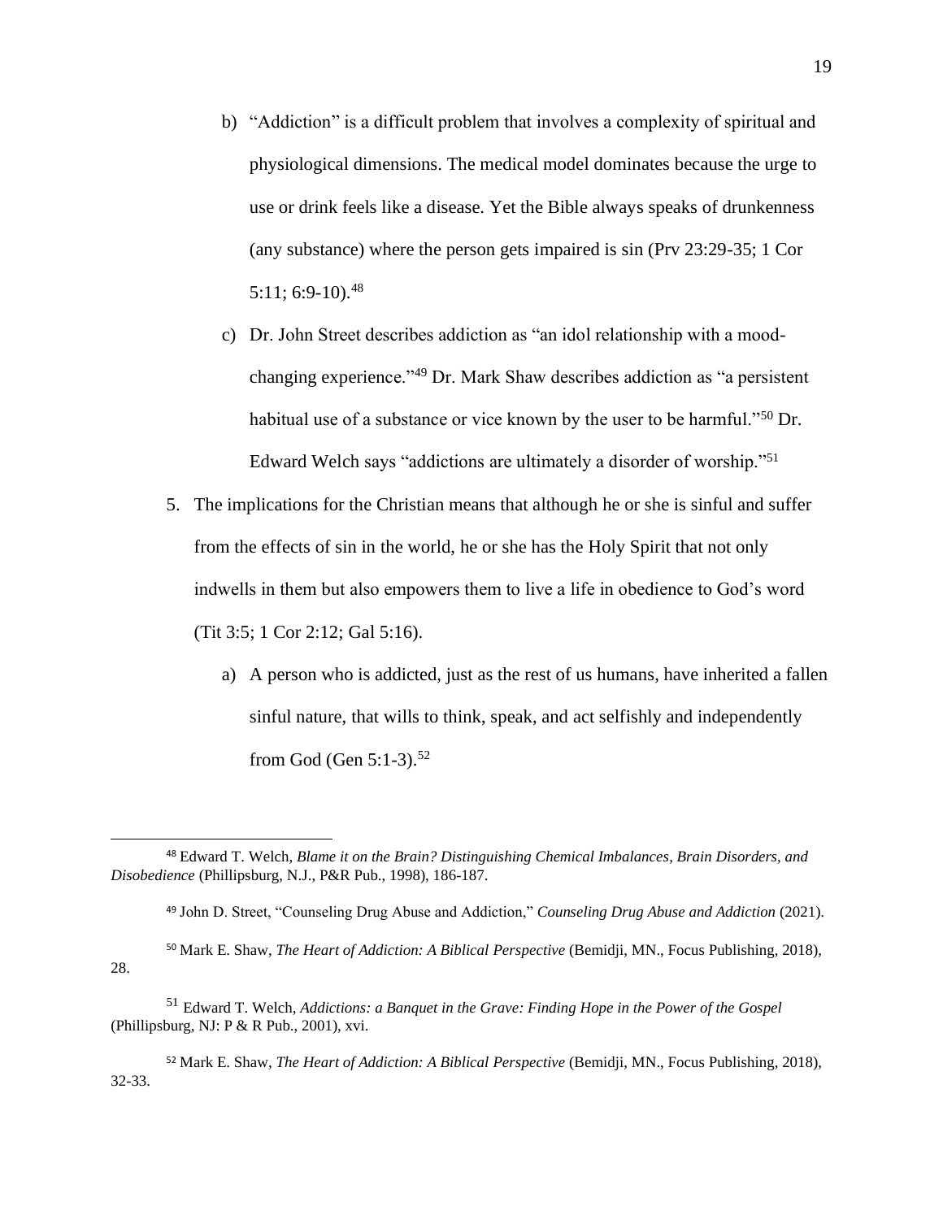b) "Addiction" is a difficult problem that involves a complexity of spiritual and physiological dimensions. The medical model dominates because the urge to use or drink feels like a disease. Yet the Bible always speaks of drunkenness (any substance) where the person gets impaired is sin (Prv 23:29-35; 1 Cor 5:11; 6:9-10).[48]

c) Dr. John Street describes addiction as "an idol relationship with a mood-changing experience."[49] Dr. Mark Shaw describes addiction as "a persistent habitual use of a substance or vice known by the user to be harmful."[50] Dr. Edward Welch says "addictions are ultimately a disorder of worship."[51]

5. The implications for the Christian means that although he or she is sinful and suffer from the effects of sin in the world, he or she has the Holy Spirit that not only indwells in them but also empowers them to live a life in obedience to God's word (Tit 3:5; 1 Cor 2:12; Gal 5:16).

   a) A person who is addicted, just as the rest of us humans, have inherited a fallen sinful nature, that wills to think, speak, and act selfishly and independently from God (Gen 5:1-3).[52]

---

[48] Edward T. Welch, *Blame it on the Brain? Distinguishing Chemical Imbalances, Brain Disorders, and Disobedience* (Phillipsburg, N.J., P&R Pub., 1998), 186-187.

[49] John D. Street, "Counseling Drug Abuse and Addiction," *Counseling Drug Abuse and Addiction* (2021).

[50] Mark E. Shaw, *The Heart of Addiction: A Biblical Perspective* (Bemidji, MN., Focus Publishing, 2018), 28.

[51] Edward T. Welch, *Addictions: a Banquet in the Grave: Finding Hope in the Power of the Gospel* (Phillipsburg, NJ: P & R Pub., 2001), xvi.

[52] Mark E. Shaw, *The Heart of Addiction: A Biblical Perspective* (Bemidji, MN., Focus Publishing, 2018), 32-33.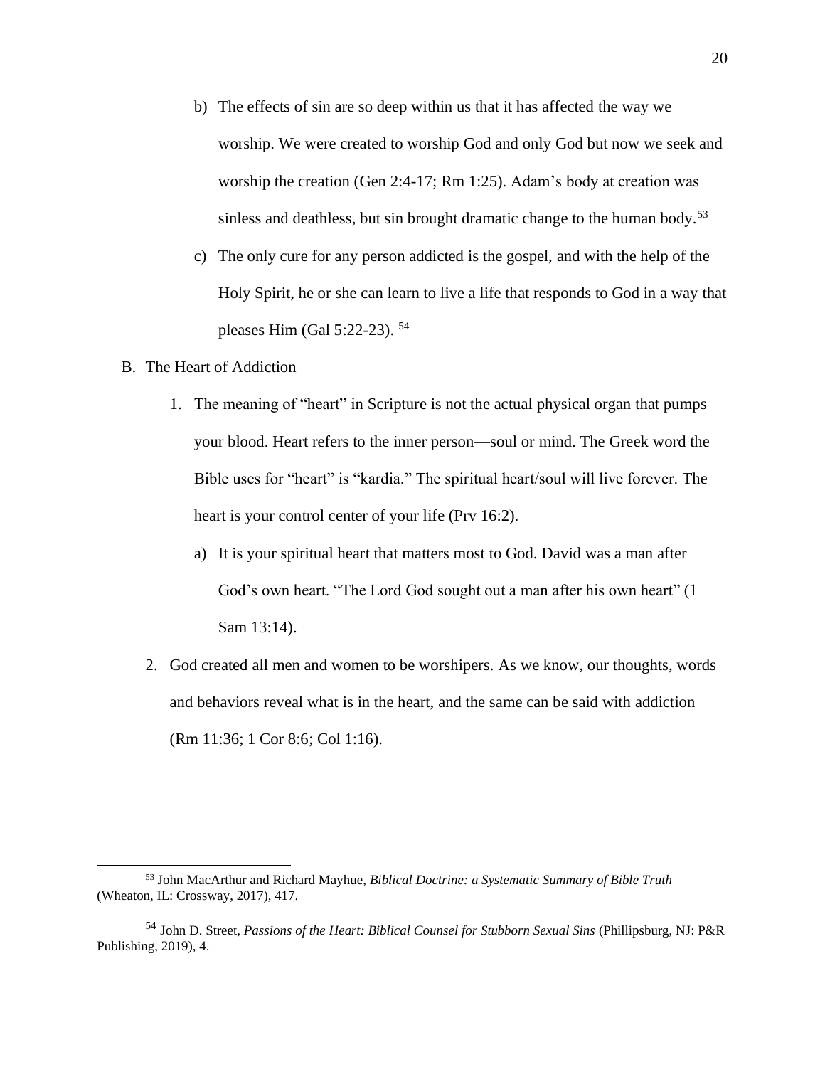b) The effects of sin are so deep within us that it has affected the way we worship. We were created to worship God and only God but now we seek and worship the creation (Gen 2:4-17; Rm 1:25). Adam's body at creation was sinless and deathless, but sin brought dramatic change to the human body.[53]

c) The only cure for any person addicted is the gospel, and with the help of the Holy Spirit, he or she can learn to live a life that responds to God in a way that pleases Him (Gal 5:22-23). [54]

B. The Heart of Addiction

1. The meaning of "heart" in Scripture is not the actual physical organ that pumps your blood. Heart refers to the inner person—soul or mind. The Greek word the Bible uses for "heart" is "kardia." The spiritual heart/soul will live forever. The heart is your control center of your life (Prv 16:2).

   a) It is your spiritual heart that matters most to God. David was a man after God's own heart. "The Lord God sought out a man after his own heart" (1 Sam 13:14).

2. God created all men and women to be worshipers. As we know, our thoughts, words and behaviors reveal what is in the heart, and the same can be said with addiction (Rm 11:36; 1 Cor 8:6; Col 1:16).

---

[53] John MacArthur and Richard Mayhue, *Biblical Doctrine: a Systematic Summary of Bible Truth* (Wheaton, IL: Crossway, 2017), 417.

[54] John D. Street, *Passions of the Heart: Biblical Counsel for Stubborn Sexual Sins* (Phillipsburg, NJ: P&R Publishing, 2019), 4.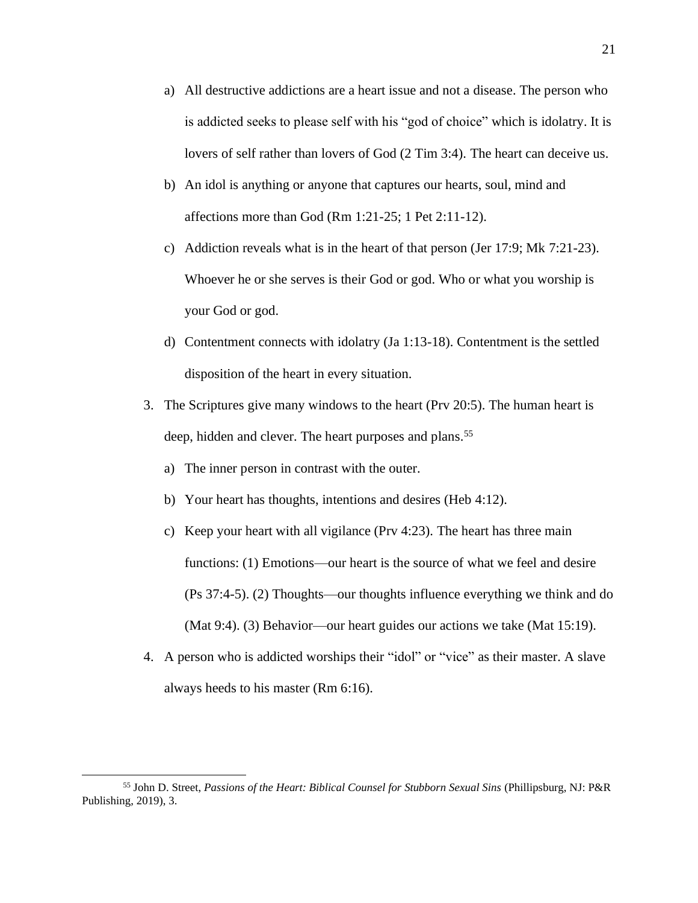a) All destructive addictions are a heart issue and not a disease. The person who is addicted seeks to please self with his "god of choice" which is idolatry. It is lovers of self rather than lovers of God (2 Tim 3:4). The heart can deceive us.

b) An idol is anything or anyone that captures our hearts, soul, mind and affections more than God (Rm 1:21-25; 1 Pet 2:11-12).

c) Addiction reveals what is in the heart of that person (Jer 17:9; Mk 7:21-23). Whoever he or she serves is their God or god. Who or what you worship is your God or god.

d) Contentment connects with idolatry (Ja 1:13-18). Contentment is the settled disposition of the heart in every situation.

3. The Scriptures give many windows to the heart (Prv 20:5). The human heart is deep, hidden and clever. The heart purposes and plans.[55]

   a) The inner person in contrast with the outer.

   b) Your heart has thoughts, intentions and desires (Heb 4:12).

   c) Keep your heart with all vigilance (Prv 4:23). The heart has three main functions: (1) Emotions—our heart is the source of what we feel and desire (Ps 37:4-5). (2) Thoughts—our thoughts influence everything we think and do (Mat 9:4). (3) Behavior—our heart guides our actions we take (Mat 15:19).

4. A person who is addicted worships their "idol" or "vice" as their master. A slave always heeds to his master (Rm 6:16).

---

[55] John D. Street, *Passions of the Heart: Biblical Counsel for Stubborn Sexual Sins* (Phillipsburg, NJ: P&R Publishing, 2019), 3.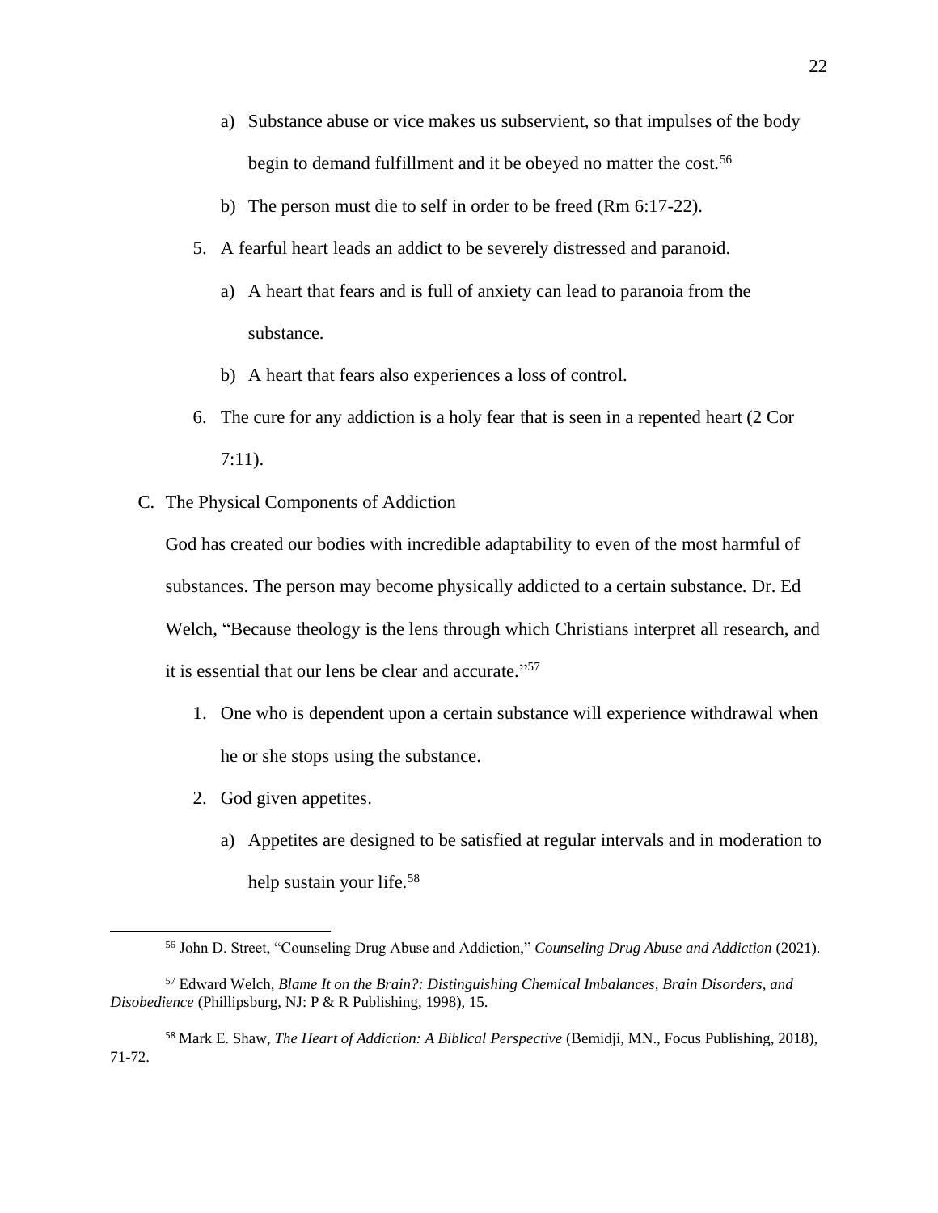a) Substance abuse or vice makes us subservient, so that impulses of the body begin to demand fulfillment and it be obeyed no matter the cost.[56]

b) The person must die to self in order to be freed (Rm 6:17-22).

5. A fearful heart leads an addict to be severely distressed and paranoid.

   a) A heart that fears and is full of anxiety can lead to paranoia from the substance.

   b) A heart that fears also experiences a loss of control.

6. The cure for any addiction is a holy fear that is seen in a repented heart (2 Cor 7:11).

C. The Physical Components of Addiction

God has created our bodies with incredible adaptability to even of the most harmful of substances. The person may become physically addicted to a certain substance. Dr. Ed Welch, "Because theology is the lens through which Christians interpret all research, and it is essential that our lens be clear and accurate."[57]

1. One who is dependent upon a certain substance will experience withdrawal when he or she stops using the substance.

2. God given appetites.

   a) Appetites are designed to be satisfied at regular intervals and in moderation to help sustain your life.[58]

---

[56] John D. Street, "Counseling Drug Abuse and Addiction," *Counseling Drug Abuse and Addiction* (2021).

[57] Edward Welch, *Blame It on the Brain?: Distinguishing Chemical Imbalances, Brain Disorders, and Disobedience* (Phillipsburg, NJ: P & R Publishing, 1998), 15.

[58] Mark E. Shaw, *The Heart of Addiction: A Biblical Perspective* (Bemidji, MN., Focus Publishing, 2018), 71-72.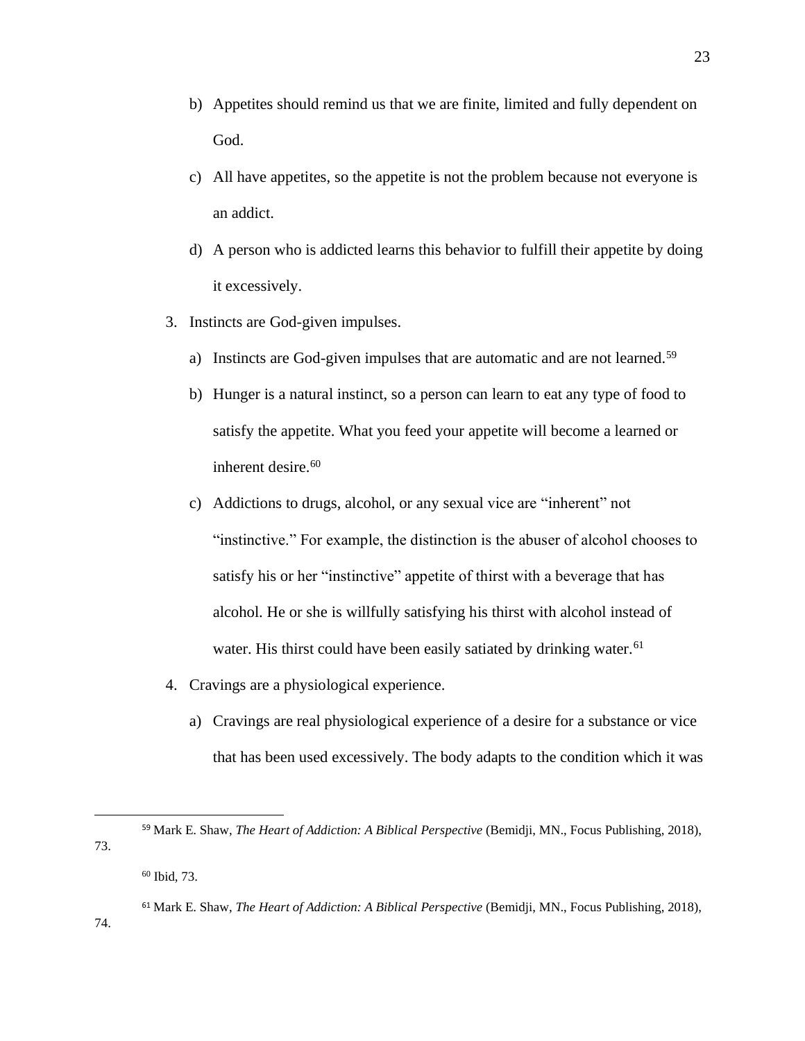b) Appetites should remind us that we are finite, limited and fully dependent on God.

c) All have appetites, so the appetite is not the problem because not everyone is an addict.

d) A person who is addicted learns this behavior to fulfill their appetite by doing it excessively.

3. Instincts are God-given impulses.

   a) Instincts are God-given impulses that are automatic and are not learned.[59]

   b) Hunger is a natural instinct, so a person can learn to eat any type of food to satisfy the appetite. What you feed your appetite will become a learned or inherent desire.[60]

   c) Addictions to drugs, alcohol, or any sexual vice are "inherent" not "instinctive." For example, the distinction is the abuser of alcohol chooses to satisfy his or her "instinctive" appetite of thirst with a beverage that has alcohol. He or she is willfully satisfying his thirst with alcohol instead of water. His thirst could have been easily satiated by drinking water.[61]

4. Cravings are a physiological experience.

   a) Cravings are real physiological experience of a desire for a substance or vice that has been used excessively. The body adapts to the condition which it was

---

[59] Mark E. Shaw, *The Heart of Addiction: A Biblical Perspective* (Bemidji, MN., Focus Publishing, 2018), 73.

[60] Ibid, 73.

[61] Mark E. Shaw, *The Heart of Addiction: A Biblical Perspective* (Bemidji, MN., Focus Publishing, 2018), 74.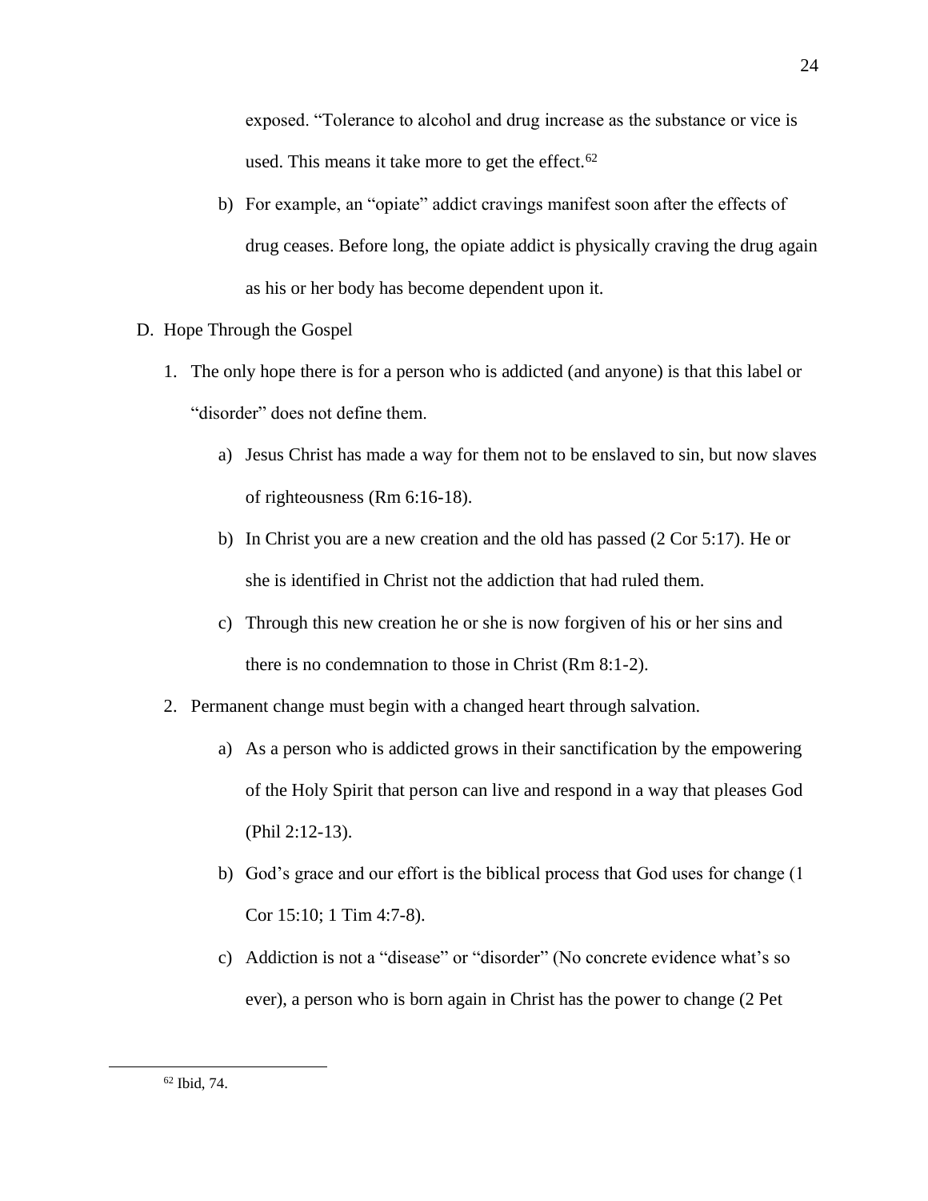exposed. “Tolerance to alcohol and drug increase as the substance or vice is used. This means it take more to get the effect.[62]

b) For example, an “opiate” addict cravings manifest soon after the effects of drug ceases. Before long, the opiate addict is physically craving the drug again as his or her body has become dependent upon it.

D. Hope Through the Gospel

1. The only hope there is for a person who is addicted (and anyone) is that this label or “disorder” does not define them.

   a) Jesus Christ has made a way for them not to be enslaved to sin, but now slaves of righteousness (Rm 6:16-18).

   b) In Christ you are a new creation and the old has passed (2 Cor 5:17). He or she is identified in Christ not the addiction that had ruled them.

   c) Through this new creation he or she is now forgiven of his or her sins and there is no condemnation to those in Christ (Rm 8:1-2).

2. Permanent change must begin with a changed heart through salvation.

   a) As a person who is addicted grows in their sanctification by the empowering of the Holy Spirit that person can live and respond in a way that pleases God (Phil 2:12-13).

   b) God’s grace and our effort is the biblical process that God uses for change (1 Cor 15:10; 1 Tim 4:7-8).

   c) Addiction is not a “disease” or “disorder” (No concrete evidence what’s so ever), a person who is born again in Christ has the power to change (2 Pet

---

[62] Ibid, 74.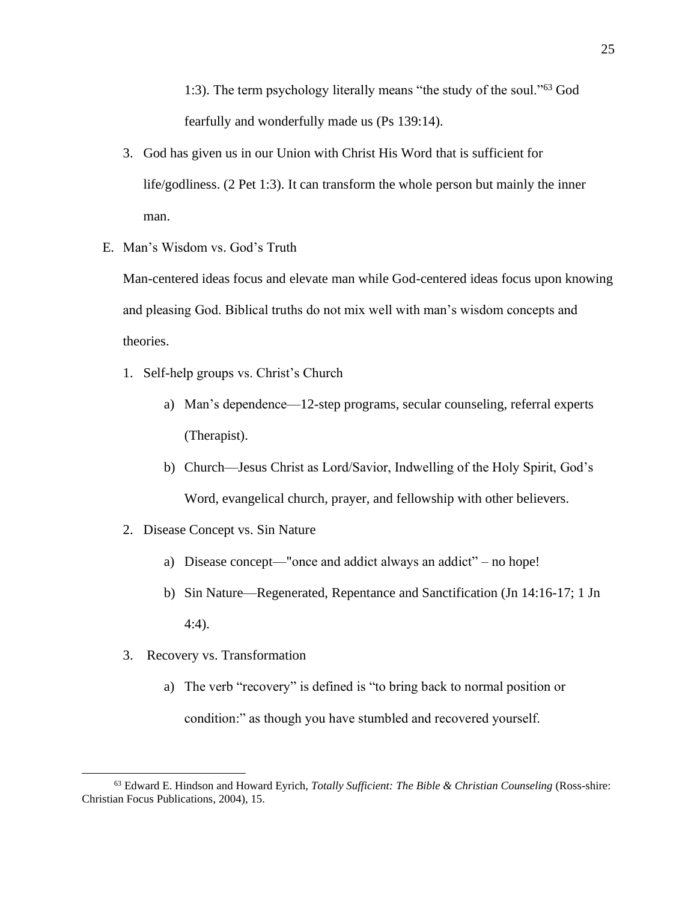1:3). The term psychology literally means "the study of the soul."[63] God fearfully and wonderfully made us (Ps 139:14).

3. God has given us in our Union with Christ His Word that is sufficient for life/godliness. (2 Pet 1:3). It can transform the whole person but mainly the inner man.

E. Man's Wisdom vs. God's Truth

Man-centered ideas focus and elevate man while God-centered ideas focus upon knowing and pleasing God. Biblical truths do not mix well with man's wisdom concepts and theories.

1. Self-help groups vs. Christ's Church
   a) Man's dependence—12-step programs, secular counseling, referral experts (Therapist).
   b) Church—Jesus Christ as Lord/Savior, Indwelling of the Holy Spirit, God's Word, evangelical church, prayer, and fellowship with other believers.
2. Disease Concept vs. Sin Nature
   a) Disease concept—"once and addict always an addict" – no hope!
   b) Sin Nature—Regenerated, Repentance and Sanctification (Jn 14:16-17; 1 Jn 4:4).
3. Recovery vs. Transformation
   a) The verb "recovery" is defined is "to bring back to normal position or condition:" as though you have stumbled and recovered yourself.

---

[63] Edward E. Hindson and Howard Eyrich, *Totally Sufficient: The Bible & Christian Counseling* (Ross-shire: Christian Focus Publications, 2004), 15.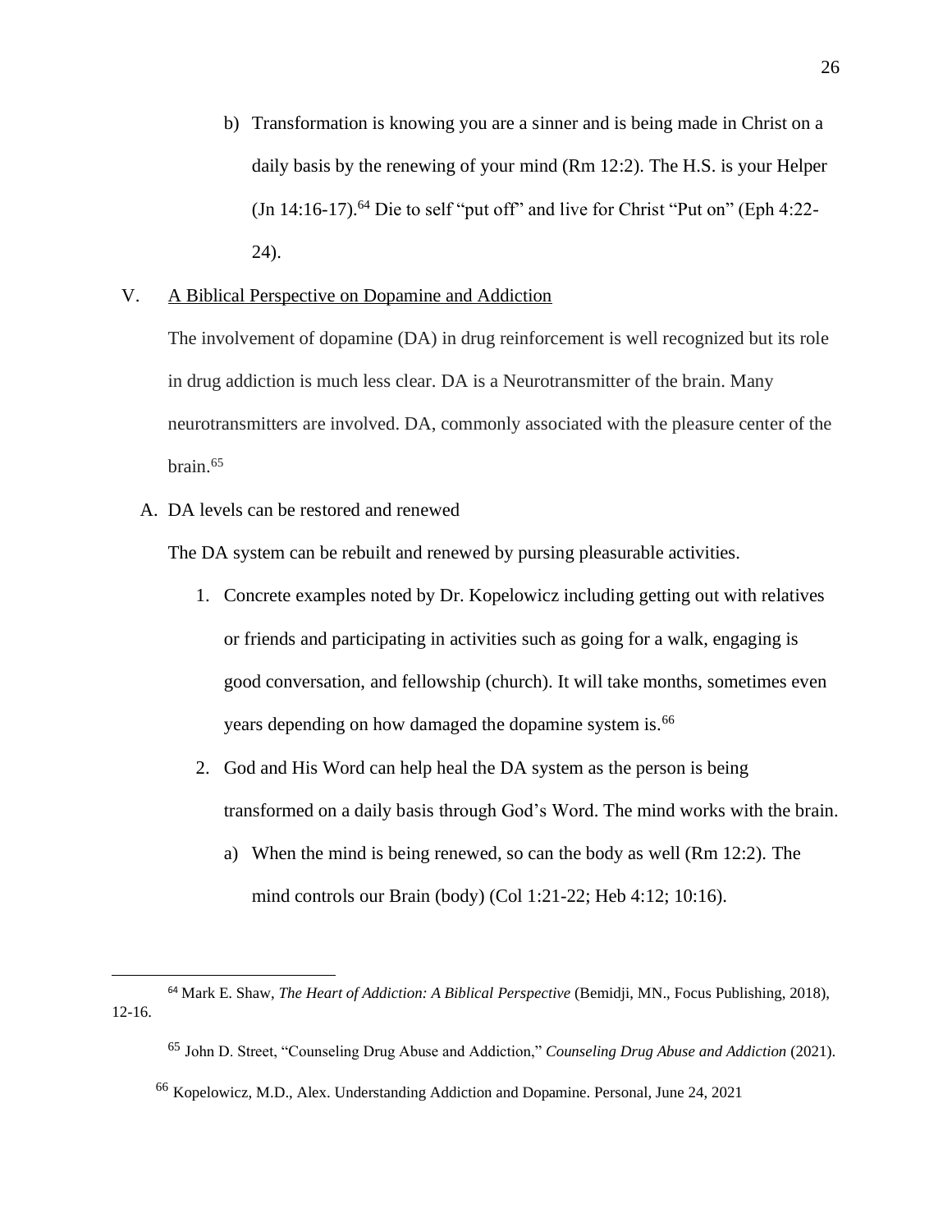b) Transformation is knowing you are a sinner and is being made in Christ on a daily basis by the renewing of your mind (Rm 12:2). The H.S. is your Helper (Jn 14:16-17).[64] Die to self "put off" and live for Christ "Put on" (Eph 4:22-24).

## V. <u>A Biblical Perspective on Dopamine and Addiction</u>

The involvement of dopamine (DA) in drug reinforcement is well recognized but its role in drug addiction is much less clear. DA is a Neurotransmitter of the brain. Many neurotransmitters are involved. DA, commonly associated with the pleasure center of the brain.[65]

### A. DA levels can be restored and renewed

The DA system can be rebuilt and renewed by pursing pleasurable activities.

1. Concrete examples noted by Dr. Kopelowicz including getting out with relatives or friends and participating in activities such as going for a walk, engaging is good conversation, and fellowship (church). It will take months, sometimes even years depending on how damaged the dopamine system is.[66]

2. God and His Word can help heal the DA system as the person is being transformed on a daily basis through God's Word. The mind works with the brain.

   a) When the mind is being renewed, so can the body as well (Rm 12:2). The mind controls our Brain (body) (Col 1:21-22; Heb 4:12; 10:16).

---

[64] Mark E. Shaw, *The Heart of Addiction: A Biblical Perspective* (Bemidji, MN., Focus Publishing, 2018), 12-16.

[65] John D. Street, "Counseling Drug Abuse and Addiction," *Counseling Drug Abuse and Addiction* (2021).

[66] Kopelowicz, M.D., Alex. Understanding Addiction and Dopamine. Personal, June 24, 2021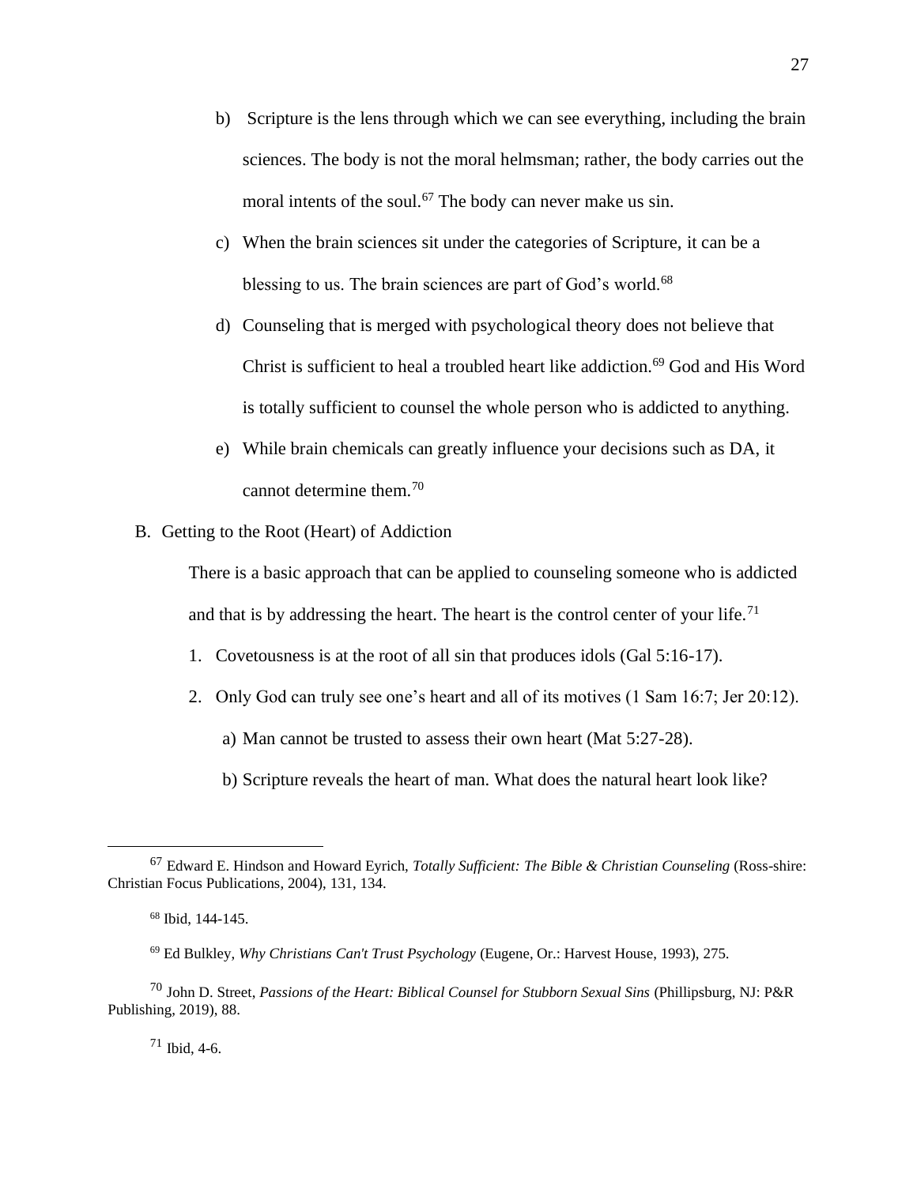b) Scripture is the lens through which we can see everything, including the brain sciences. The body is not the moral helmsman; rather, the body carries out the moral intents of the soul.[67] The body can never make us sin.

c) When the brain sciences sit under the categories of Scripture, it can be a blessing to us. The brain sciences are part of God's world.[68]

d) Counseling that is merged with psychological theory does not believe that Christ is sufficient to heal a troubled heart like addiction.[69] God and His Word is totally sufficient to counsel the whole person who is addicted to anything.

e) While brain chemicals can greatly influence your decisions such as DA, it cannot determine them.[70]

B. Getting to the Root (Heart) of Addiction

There is a basic approach that can be applied to counseling someone who is addicted and that is by addressing the heart. The heart is the control center of your life.[71]

1. Covetousness is at the root of all sin that produces idols (Gal 5:16-17).
2. Only God can truly see one's heart and all of its motives (1 Sam 16:7; Jer 20:12).
   a) Man cannot be trusted to assess their own heart (Mat 5:27-28).
   b) Scripture reveals the heart of man. What does the natural heart look like?

---

[67] Edward E. Hindson and Howard Eyrich, *Totally Sufficient: The Bible & Christian Counseling* (Ross-shire: Christian Focus Publications, 2004), 131, 134.

[68] Ibid, 144-145.

[69] Ed Bulkley, *Why Christians Can't Trust Psychology* (Eugene, Or.: Harvest House, 1993), 275.

[70] John D. Street, *Passions of the Heart: Biblical Counsel for Stubborn Sexual Sins* (Phillipsburg, NJ: P&R Publishing, 2019), 88.

[71] Ibid, 4-6.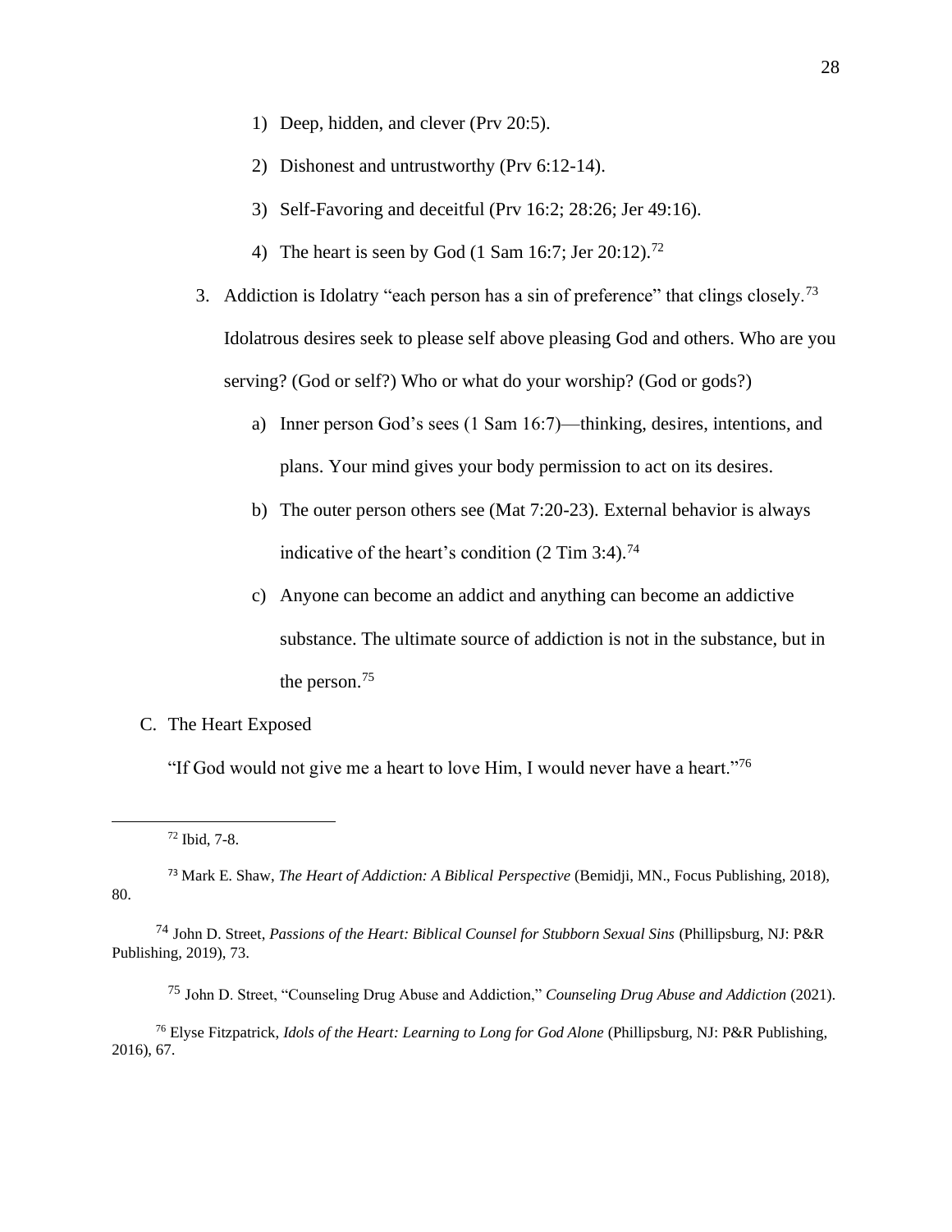1) Deep, hidden, and clever (Prv 20:5).

2) Dishonest and untrustworthy (Prv 6:12-14).

3) Self-Favoring and deceitful (Prv 16:2; 28:26; Jer 49:16).

4) The heart is seen by God (1 Sam 16:7; Jer 20:12).[72]

3. Addiction is Idolatry "each person has a sin of preference" that clings closely.[73] Idolatrous desires seek to please self above pleasing God and others. Who are you serving? (God or self?) Who or what do your worship? (God or gods?)

   a) Inner person God's sees (1 Sam 16:7)—thinking, desires, intentions, and plans. Your mind gives your body permission to act on its desires.

   b) The outer person others see (Mat 7:20-23). External behavior is always indicative of the heart's condition (2 Tim 3:4).[74]

   c) Anyone can become an addict and anything can become an addictive substance. The ultimate source of addiction is not in the substance, but in the person.[75]

C. The Heart Exposed

"If God would not give me a heart to love Him, I would never have a heart."[76]

---

[72] Ibid, 7-8.

[73] Mark E. Shaw, *The Heart of Addiction: A Biblical Perspective* (Bemidji, MN., Focus Publishing, 2018), 80.

[74] John D. Street, *Passions of the Heart: Biblical Counsel for Stubborn Sexual Sins* (Phillipsburg, NJ: P&R Publishing, 2019), 73.

[75] John D. Street, "Counseling Drug Abuse and Addiction," *Counseling Drug Abuse and Addiction* (2021).

[76] Elyse Fitzpatrick, *Idols of the Heart: Learning to Long for God Alone* (Phillipsburg, NJ: P&R Publishing, 2016), 67.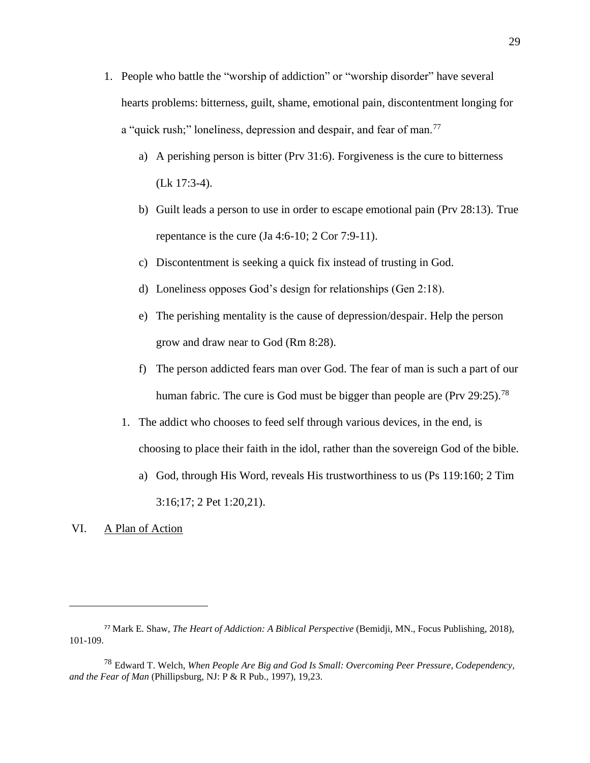1. People who battle the "worship of addiction" or "worship disorder" have several hearts problems: bitterness, guilt, shame, emotional pain, discontentment longing for a "quick rush;" loneliness, depression and despair, and fear of man.[77]

    a) A perishing person is bitter (Prv 31:6). Forgiveness is the cure to bitterness (Lk 17:3-4).

    b) Guilt leads a person to use in order to escape emotional pain (Prv 28:13). True repentance is the cure (Ja 4:6-10; 2 Cor 7:9-11).

    c) Discontentment is seeking a quick fix instead of trusting in God.

    d) Loneliness opposes God's design for relationships (Gen 2:18).

    e) The perishing mentality is the cause of depression/despair. Help the person grow and draw near to God (Rm 8:28).

    f) The person addicted fears man over God. The fear of man is such a part of our human fabric. The cure is God must be bigger than people are (Prv 29:25).[78]

    1. The addict who chooses to feed self through various devices, in the end, is choosing to place their faith in the idol, rather than the sovereign God of the bible.

        a) God, through His Word, reveals His trustworthiness to us (Ps 119:160; 2 Tim 3:16;17; 2 Pet 1:20,21).

VI. <u>A Plan of Action</u>

---

[77] Mark E. Shaw, *The Heart of Addiction: A Biblical Perspective* (Bemidji, MN., Focus Publishing, 2018), 101-109.

[78] Edward T. Welch, *When People Are Big and God Is Small: Overcoming Peer Pressure, Codependency, and the Fear of Man* (Phillipsburg, NJ: P & R Pub., 1997), 19,23.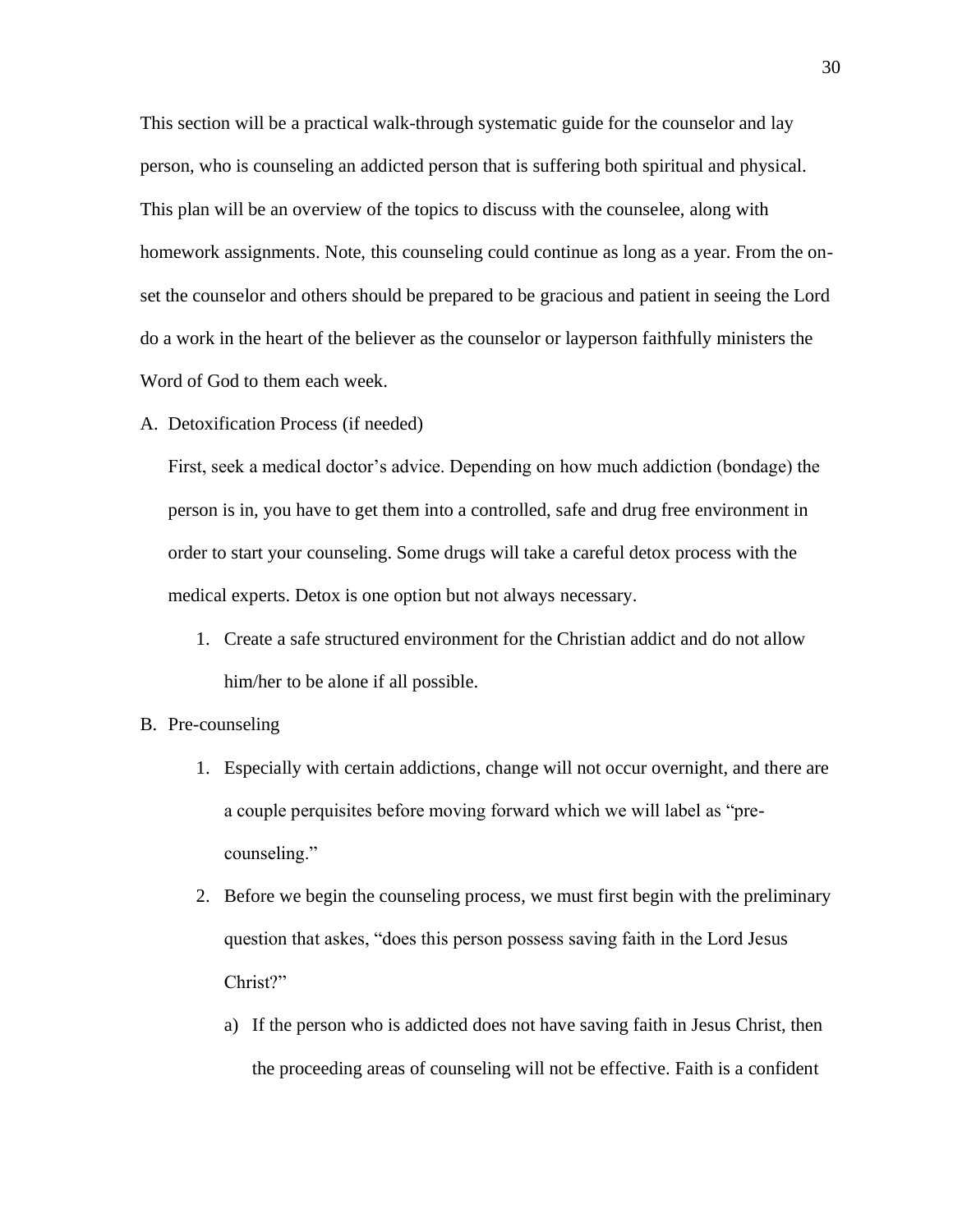This section will be a practical walk-through systematic guide for the counselor and lay person, who is counseling an addicted person that is suffering both spiritual and physical. This plan will be an overview of the topics to discuss with the counselee, along with homework assignments. Note, this counseling could continue as long as a year. From the on-set the counselor and others should be prepared to be gracious and patient in seeing the Lord do a work in the heart of the believer as the counselor or layperson faithfully ministers the Word of God to them each week.

A. Detoxification Process (if needed)

   First, seek a medical doctor's advice. Depending on how much addiction (bondage) the person is in, you have to get them into a controlled, safe and drug free environment in order to start your counseling. Some drugs will take a careful detox process with the medical experts. Detox is one option but not always necessary.

   1. Create a safe structured environment for the Christian addict and do not allow him/her to be alone if all possible.

B. Pre-counseling

   1. Especially with certain addictions, change will not occur overnight, and there are a couple perquisites before moving forward which we will label as "pre-counseling."
   2. Before we begin the counseling process, we must first begin with the preliminary question that askes, "does this person possess saving faith in the Lord Jesus Christ?"
      a) If the person who is addicted does not have saving faith in Jesus Christ, then the proceeding areas of counseling will not be effective. Faith is a confident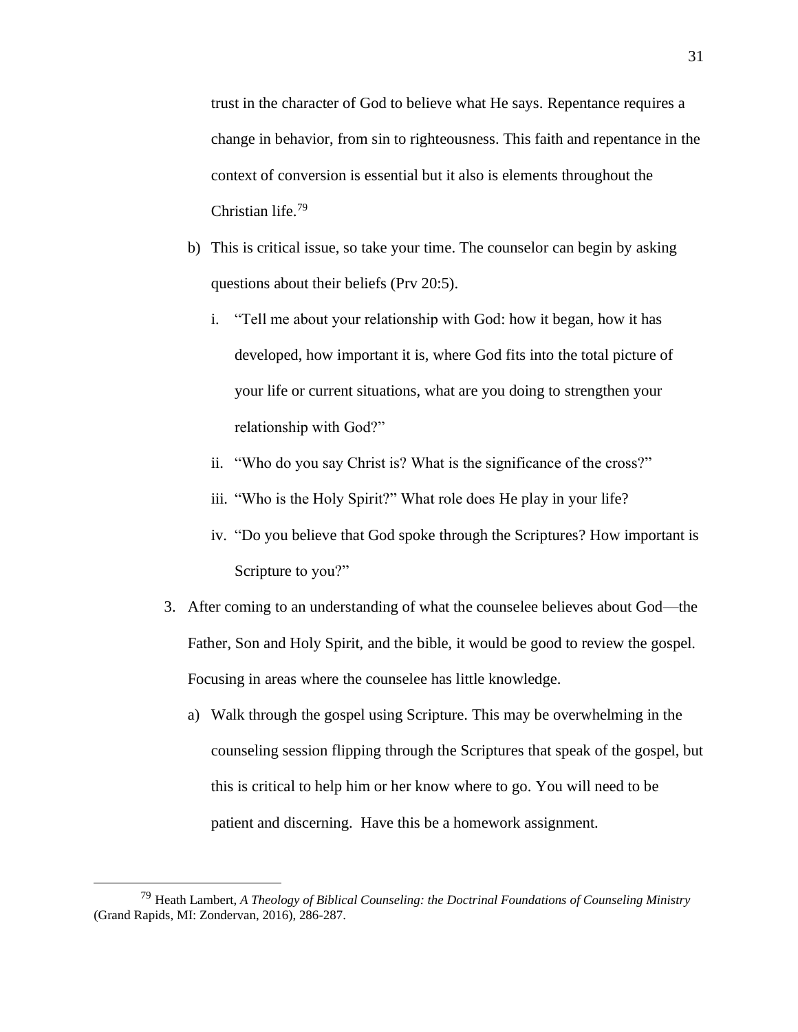trust in the character of God to believe what He says. Repentance requires a change in behavior, from sin to righteousness. This faith and repentance in the context of conversion is essential but it also is elements throughout the Christian life.[79]

b) This is critical issue, so take your time. The counselor can begin by asking questions about their beliefs (Prv 20:5).

   i. "Tell me about your relationship with God: how it began, how it has developed, how important it is, where God fits into the total picture of your life or current situations, what are you doing to strengthen your relationship with God?"

   ii. "Who do you say Christ is? What is the significance of the cross?"

   iii. "Who is the Holy Spirit?" What role does He play in your life?

   iv. "Do you believe that God spoke through the Scriptures? How important is Scripture to you?"

3. After coming to an understanding of what the counselee believes about God—the Father, Son and Holy Spirit, and the bible, it would be good to review the gospel. Focusing in areas where the counselee has little knowledge.

   a) Walk through the gospel using Scripture. This may be overwhelming in the counseling session flipping through the Scriptures that speak of the gospel, but this is critical to help him or her know where to go. You will need to be patient and discerning. Have this be a homework assignment.

---

[79] Heath Lambert, *A Theology of Biblical Counseling: the Doctrinal Foundations of Counseling Ministry* (Grand Rapids, MI: Zondervan, 2016), 286-287.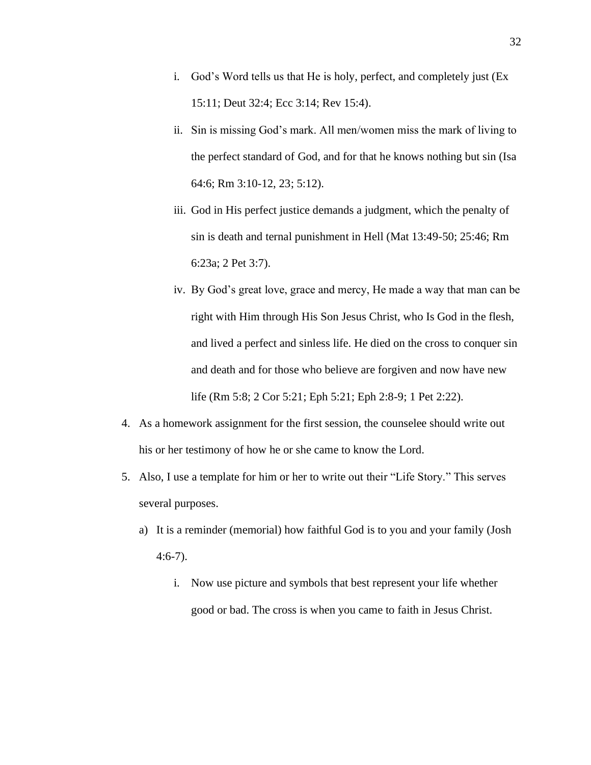i. God's Word tells us that He is holy, perfect, and completely just (Ex 15:11; Deut 32:4; Ecc 3:14; Rev 15:4).

ii. Sin is missing God's mark. All men/women miss the mark of living to the perfect standard of God, and for that he knows nothing but sin (Isa 64:6; Rm 3:10-12, 23; 5:12).

iii. God in His perfect justice demands a judgment, which the penalty of sin is death and ternal punishment in Hell (Mat 13:49-50; 25:46; Rm 6:23a; 2 Pet 3:7).

iv. By God's great love, grace and mercy, He made a way that man can be right with Him through His Son Jesus Christ, who Is God in the flesh, and lived a perfect and sinless life. He died on the cross to conquer sin and death and for those who believe are forgiven and now have new life (Rm 5:8; 2 Cor 5:21; Eph 5:21; Eph 2:8-9; 1 Pet 2:22).

4. As a homework assignment for the first session, the counselee should write out his or her testimony of how he or she came to know the Lord.

5. Also, I use a template for him or her to write out their "Life Story." This serves several purposes.

   a) It is a reminder (memorial) how faithful God is to you and your family (Josh 4:6-7).

      i. Now use picture and symbols that best represent your life whether good or bad. The cross is when you came to faith in Jesus Christ.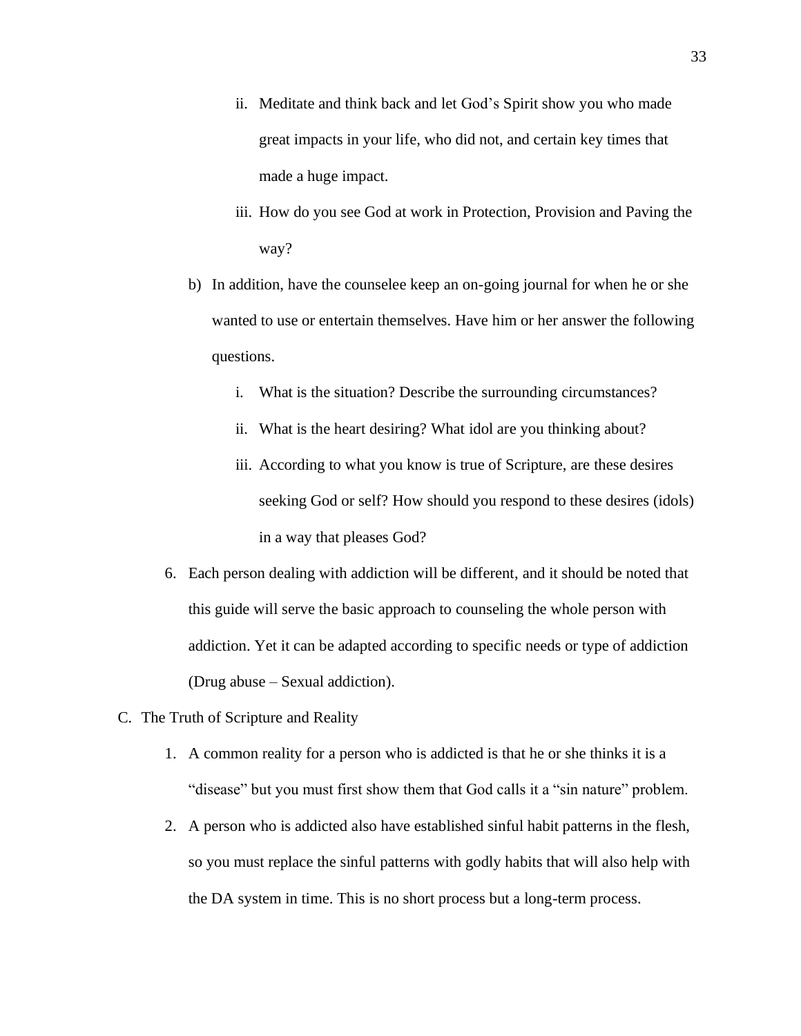ii. Meditate and think back and let God's Spirit show you who made great impacts in your life, who did not, and certain key times that made a huge impact.

   iii. How do you see God at work in Protection, Provision and Paving the way?

 b) In addition, have the counselee keep an on-going journal for when he or she wanted to use or entertain themselves. Have him or her answer the following questions.

   i. What is the situation? Describe the surrounding circumstances?

   ii. What is the heart desiring? What idol are you thinking about?

   iii. According to what you know is true of Scripture, are these desires seeking God or self? How should you respond to these desires (idols) in a way that pleases God?

6. Each person dealing with addiction will be different, and it should be noted that this guide will serve the basic approach to counseling the whole person with addiction. Yet it can be adapted according to specific needs or type of addiction (Drug abuse – Sexual addiction).

C. The Truth of Scripture and Reality

1. A common reality for a person who is addicted is that he or she thinks it is a "disease" but you must first show them that God calls it a "sin nature" problem.

2. A person who is addicted also have established sinful habit patterns in the flesh, so you must replace the sinful patterns with godly habits that will also help with the DA system in time. This is no short process but a long-term process.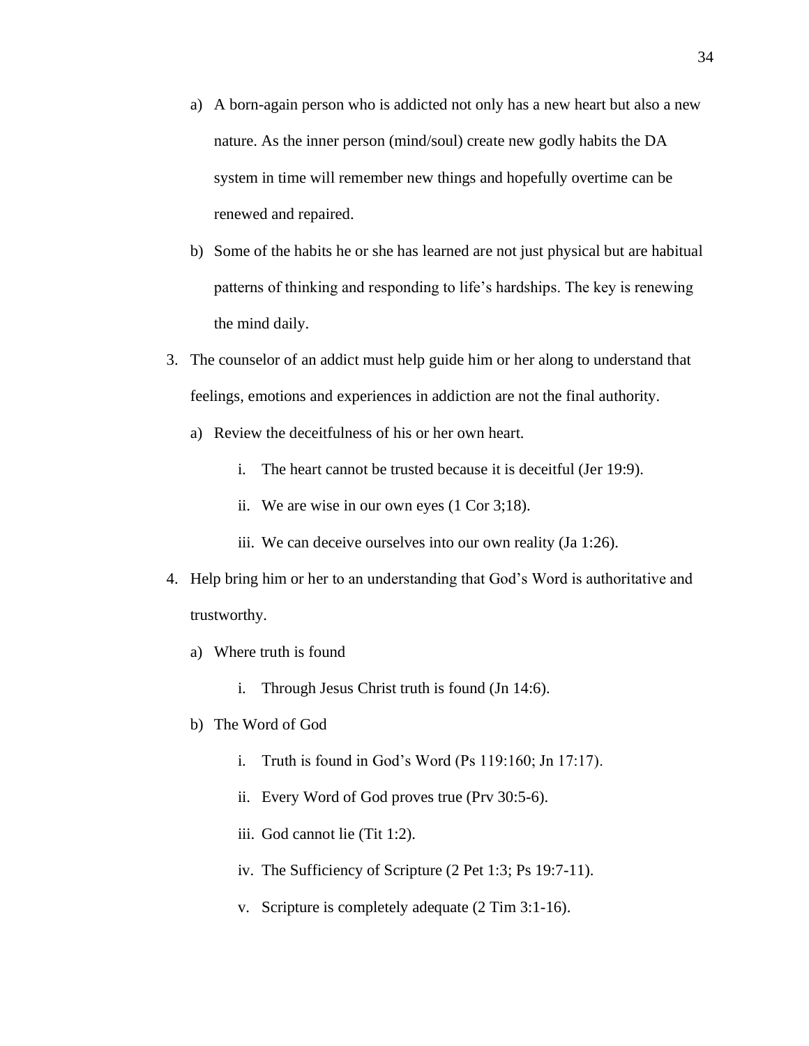a) A born-again person who is addicted not only has a new heart but also a new nature. As the inner person (mind/soul) create new godly habits the DA system in time will remember new things and hopefully overtime can be renewed and repaired.

b) Some of the habits he or she has learned are not just physical but are habitual patterns of thinking and responding to life's hardships. The key is renewing the mind daily.

3. The counselor of an addict must help guide him or her along to understand that feelings, emotions and experiences in addiction are not the final authority.

   a) Review the deceitfulness of his or her own heart.

      i. The heart cannot be trusted because it is deceitful (Jer 19:9).

      ii. We are wise in our own eyes (1 Cor 3;18).

      iii. We can deceive ourselves into our own reality (Ja 1:26).

4. Help bring him or her to an understanding that God's Word is authoritative and trustworthy.

   a) Where truth is found

      i. Through Jesus Christ truth is found (Jn 14:6).

   b) The Word of God

      i. Truth is found in God's Word (Ps 119:160; Jn 17:17).

      ii. Every Word of God proves true (Prv 30:5-6).

      iii. God cannot lie (Tit 1:2).

      iv. The Sufficiency of Scripture (2 Pet 1:3; Ps 19:7-11).

      v. Scripture is completely adequate (2 Tim 3:1-16).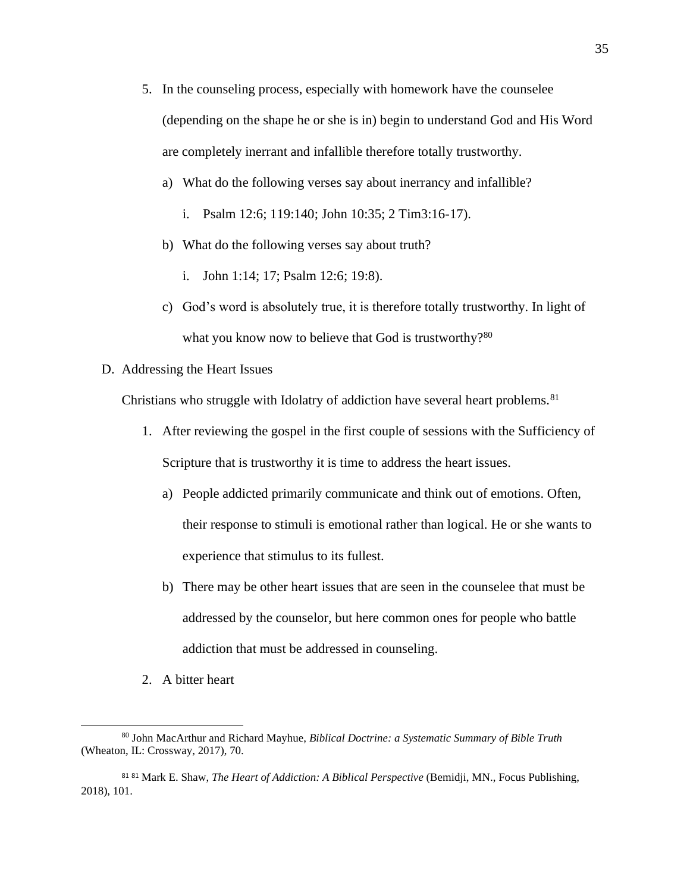5. In the counseling process, especially with homework have the counselee (depending on the shape he or she is in) begin to understand God and His Word are completely inerrant and infallible therefore totally trustworthy.

   a) What do the following verses say about inerrancy and infallible?

      i. Psalm 12:6; 119:140; John 10:35; 2 Tim3:16-17).

   b) What do the following verses say about truth?

      i. John 1:14; 17; Psalm 12:6; 19:8).

   c) God's word is absolutely true, it is therefore totally trustworthy. In light of what you know now to believe that God is trustworthy?[80]

D. Addressing the Heart Issues

Christians who struggle with Idolatry of addiction have several heart problems.[81]

1. After reviewing the gospel in the first couple of sessions with the Sufficiency of Scripture that is trustworthy it is time to address the heart issues.

   a) People addicted primarily communicate and think out of emotions. Often, their response to stimuli is emotional rather than logical. He or she wants to experience that stimulus to its fullest.

   b) There may be other heart issues that are seen in the counselee that must be addressed by the counselor, but here common ones for people who battle addiction that must be addressed in counseling.

2. A bitter heart

---

[80] John MacArthur and Richard Mayhue, *Biblical Doctrine: a Systematic Summary of Bible Truth* (Wheaton, IL: Crossway, 2017), 70.

[81] [81] Mark E. Shaw, *The Heart of Addiction: A Biblical Perspective* (Bemidji, MN., Focus Publishing, 2018), 101.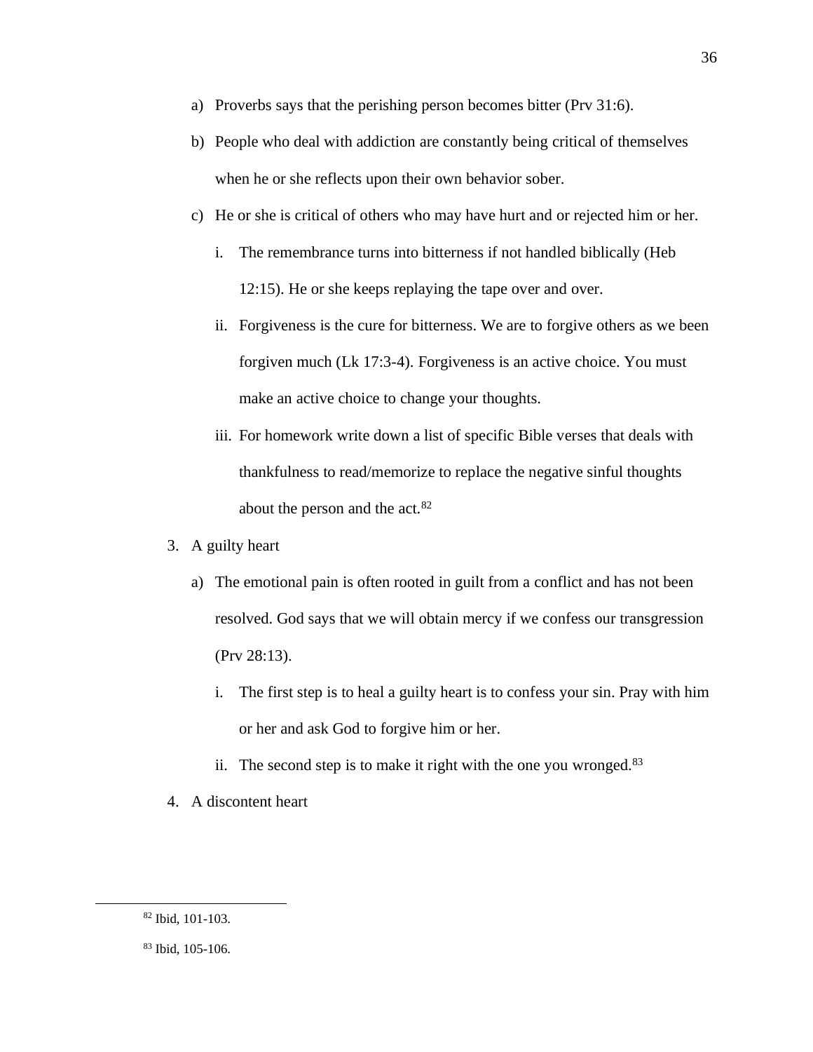a) Proverbs says that the perishing person becomes bitter (Prv 31:6).
b) People who deal with addiction are constantly being critical of themselves when he or she reflects upon their own behavior sober.
c) He or she is critical of others who may have hurt and or rejected him or her.
    i. The remembrance turns into bitterness if not handled biblically (Heb 12:15). He or she keeps replaying the tape over and over.
    ii. Forgiveness is the cure for bitterness. We are to forgive others as we been forgiven much (Lk 17:3-4). Forgiveness is an active choice. You must make an active choice to change your thoughts.
    iii. For homework write down a list of specific Bible verses that deals with thankfulness to read/memorize to replace the negative sinful thoughts about the person and the act.[82]

3. A guilty heart
    a) The emotional pain is often rooted in guilt from a conflict and has not been resolved. God says that we will obtain mercy if we confess our transgression (Prv 28:13).
        i. The first step is to heal a guilty heart is to confess your sin. Pray with him or her and ask God to forgive him or her.
        ii. The second step is to make it right with the one you wronged.[83]

4. A discontent heart

---

[82] Ibid, 101-103.

[83] Ibid, 105-106.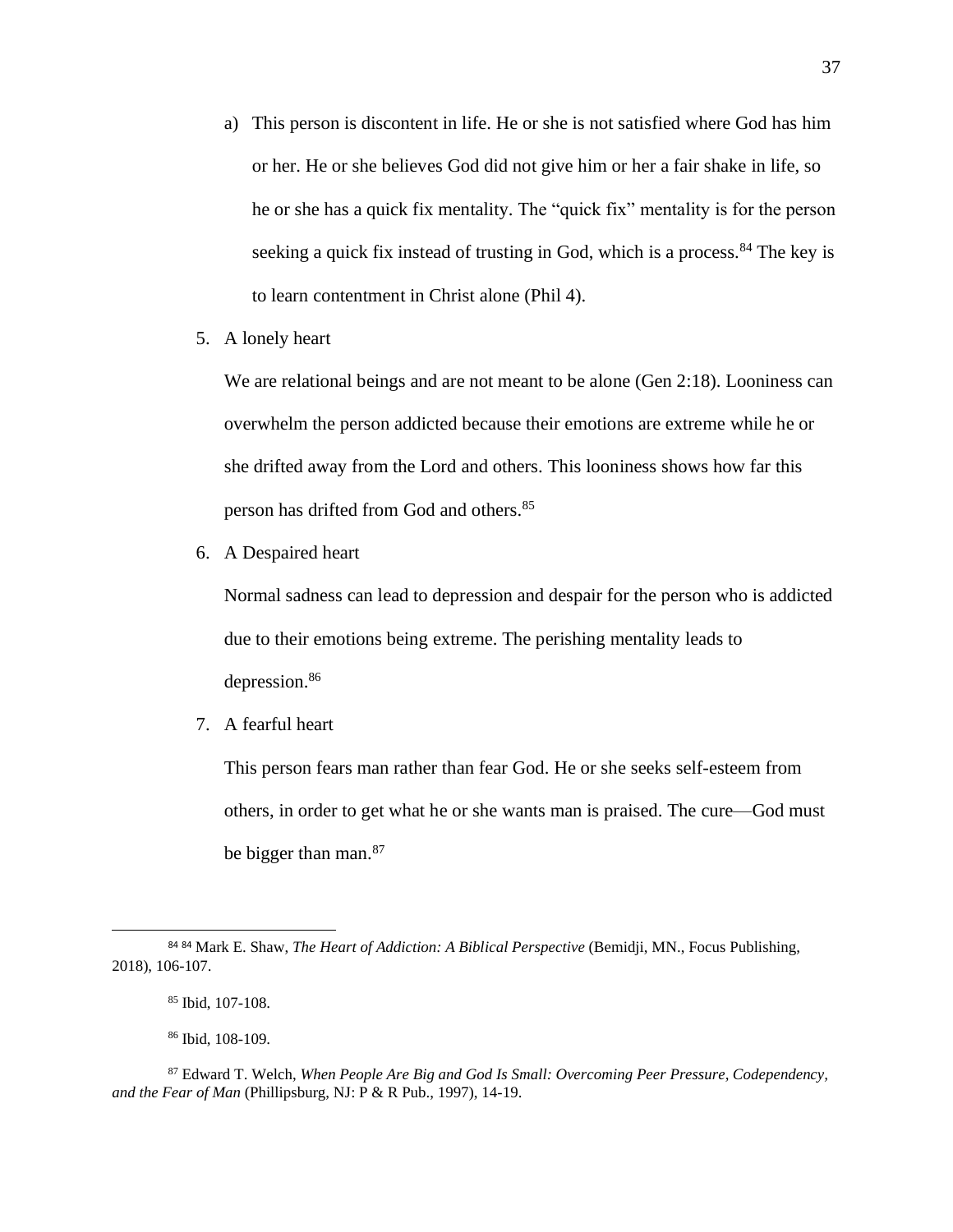a) This person is discontent in life. He or she is not satisfied where God has him or her. He or she believes God did not give him or her a fair shake in life, so he or she has a quick fix mentality. The "quick fix" mentality is for the person seeking a quick fix instead of trusting in God, which is a process.[84] The key is to learn contentment in Christ alone (Phil 4).

5. A lonely heart

   We are relational beings and are not meant to be alone (Gen 2:18). Looniness can overwhelm the person addicted because their emotions are extreme while he or she drifted away from the Lord and others. This looniness shows how far this person has drifted from God and others.[85]

6. A Despaired heart

   Normal sadness can lead to depression and despair for the person who is addicted due to their emotions being extreme. The perishing mentality leads to depression.[86]

7. A fearful heart

   This person fears man rather than fear God. He or she seeks self-esteem from others, in order to get what he or she wants man is praised. The cure—God must be bigger than man.[87]

---

[84] [84] Mark E. Shaw, *The Heart of Addiction: A Biblical Perspective* (Bemidji, MN., Focus Publishing, 2018), 106-107.

[85] Ibid, 107-108.

[86] Ibid, 108-109.

[87] Edward T. Welch, *When People Are Big and God Is Small: Overcoming Peer Pressure, Codependency, and the Fear of Man* (Phillipsburg, NJ: P & R Pub., 1997), 14-19.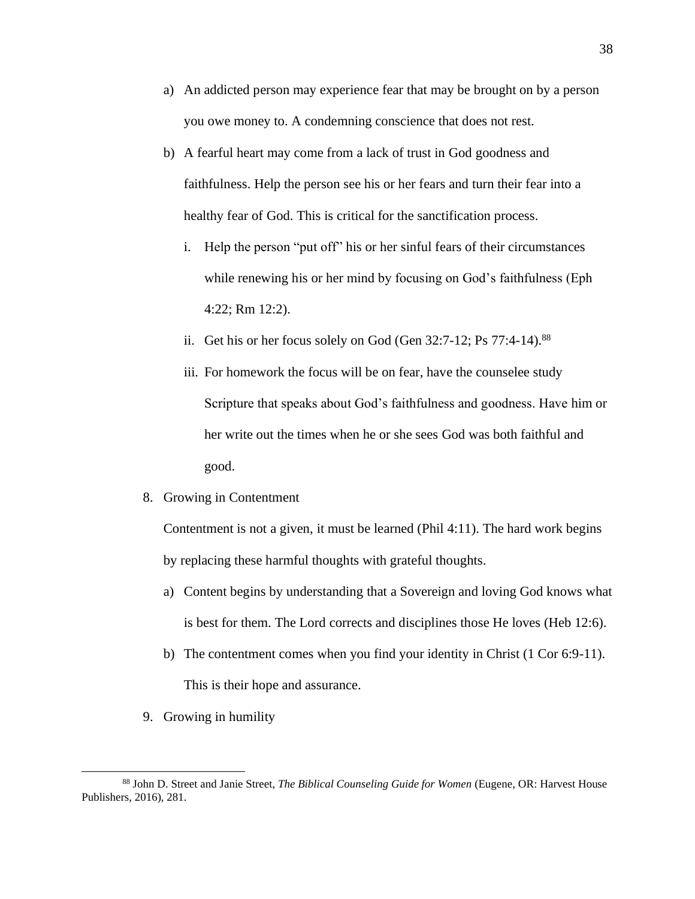a) An addicted person may experience fear that may be brought on by a person you owe money to. A condemning conscience that does not rest.

b) A fearful heart may come from a lack of trust in God goodness and faithfulness. Help the person see his or her fears and turn their fear into a healthy fear of God. This is critical for the sanctification process.

   i. Help the person "put off" his or her sinful fears of their circumstances while renewing his or her mind by focusing on God's faithfulness (Eph 4:22; Rm 12:2).

   ii. Get his or her focus solely on God (Gen 32:7-12; Ps 77:4-14).[88]

   iii. For homework the focus will be on fear, have the counselee study Scripture that speaks about God's faithfulness and goodness. Have him or her write out the times when he or she sees God was both faithful and good.

8. Growing in Contentment

   Contentment is not a given, it must be learned (Phil 4:11). The hard work begins by replacing these harmful thoughts with grateful thoughts.

   a) Content begins by understanding that a Sovereign and loving God knows what is best for them. The Lord corrects and disciplines those He loves (Heb 12:6).

   b) The contentment comes when you find your identity in Christ (1 Cor 6:9-11). This is their hope and assurance.

9. Growing in humility

---

[88] John D. Street and Janie Street, *The Biblical Counseling Guide for Women* (Eugene, OR: Harvest House Publishers, 2016), 281.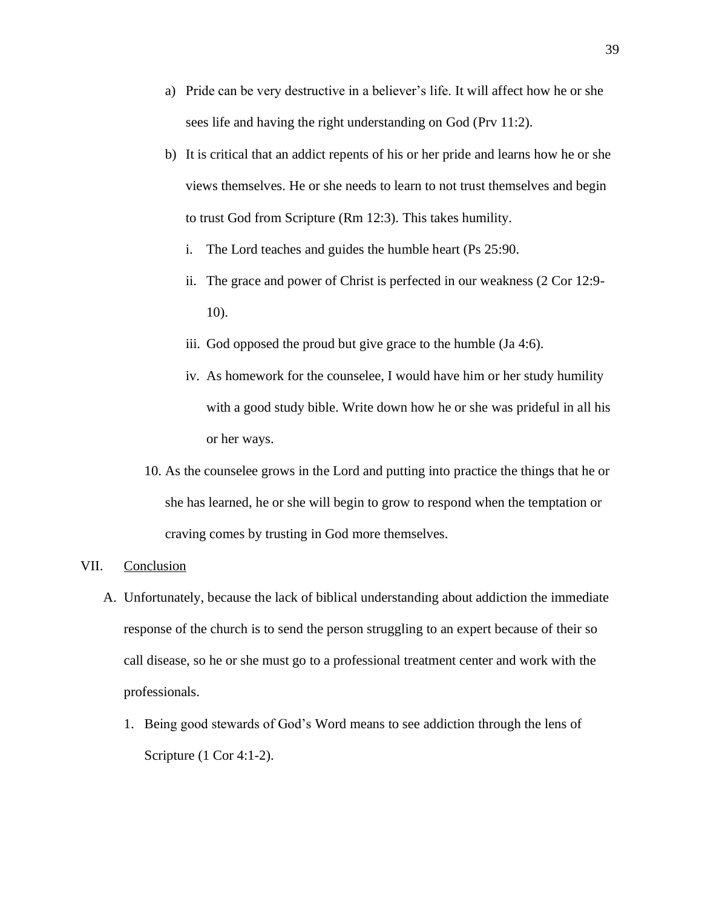a) Pride can be very destructive in a believer's life. It will affect how he or she sees life and having the right understanding on God (Prv 11:2).

b) It is critical that an addict repents of his or her pride and learns how he or she views themselves. He or she needs to learn to not trust themselves and begin to trust God from Scripture (Rm 12:3). This takes humility.

   i. The Lord teaches and guides the humble heart (Ps 25:90.

   ii. The grace and power of Christ is perfected in our weakness (2 Cor 12:9-10).

   iii. God opposed the proud but give grace to the humble (Ja 4:6).

   iv. As homework for the counselee, I would have him or her study humility with a good study bible. Write down how he or she was prideful in all his or her ways.

10. As the counselee grows in the Lord and putting into practice the things that he or she has learned, he or she will begin to grow to respond when the temptation or craving comes by trusting in God more themselves.

VII. <u>Conclusion</u>

A. Unfortunately, because the lack of biblical understanding about addiction the immediate response of the church is to send the person struggling to an expert because of their so call disease, so he or she must go to a professional treatment center and work with the professionals.

   1. Being good stewards of God's Word means to see addiction through the lens of Scripture (1 Cor 4:1-2).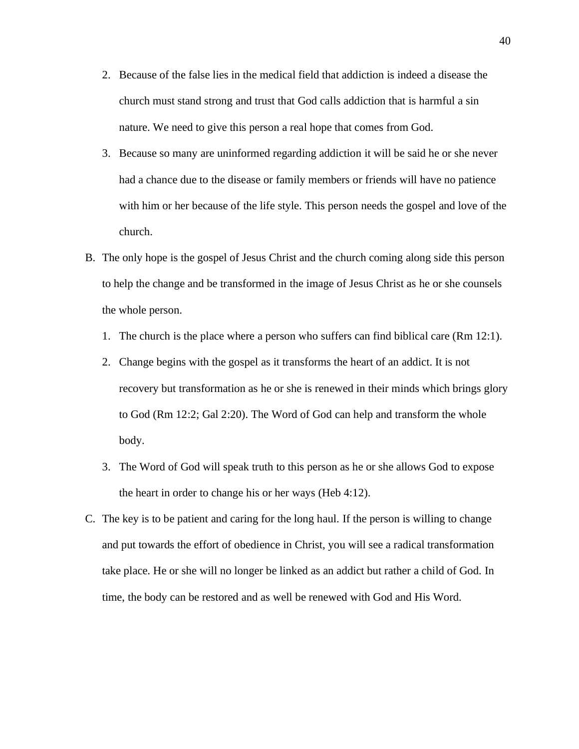2. Because of the false lies in the medical field that addiction is indeed a disease the church must stand strong and trust that God calls addiction that is harmful a sin nature. We need to give this person a real hope that comes from God.
3. Because so many are uninformed regarding addiction it will be said he or she never had a chance due to the disease or family members or friends will have no patience with him or her because of the life style. This person needs the gospel and love of the church.

B. The only hope is the gospel of Jesus Christ and the church coming along side this person to help the change and be transformed in the image of Jesus Christ as he or she counsels the whole person.

1. The church is the place where a person who suffers can find biblical care (Rm 12:1).
2. Change begins with the gospel as it transforms the heart of an addict. It is not recovery but transformation as he or she is renewed in their minds which brings glory to God (Rm 12:2; Gal 2:20). The Word of God can help and transform the whole body.
3. The Word of God will speak truth to this person as he or she allows God to expose the heart in order to change his or her ways (Heb 4:12).

C. The key is to be patient and caring for the long haul. If the person is willing to change and put towards the effort of obedience in Christ, you will see a radical transformation take place. He or she will no longer be linked as an addict but rather a child of God. In time, the body can be restored and as well be renewed with God and His Word.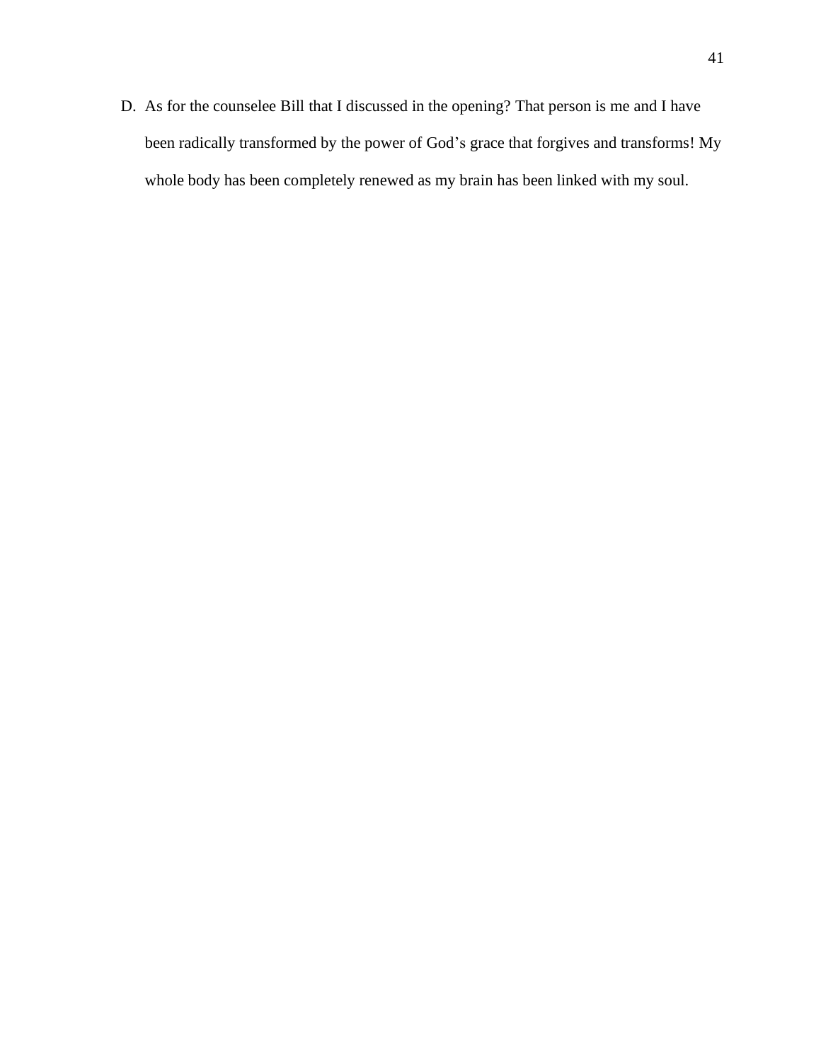D. As for the counselee Bill that I discussed in the opening? That person is me and I have been radically transformed by the power of God's grace that forgives and transforms! My whole body has been completely renewed as my brain has been linked with my soul.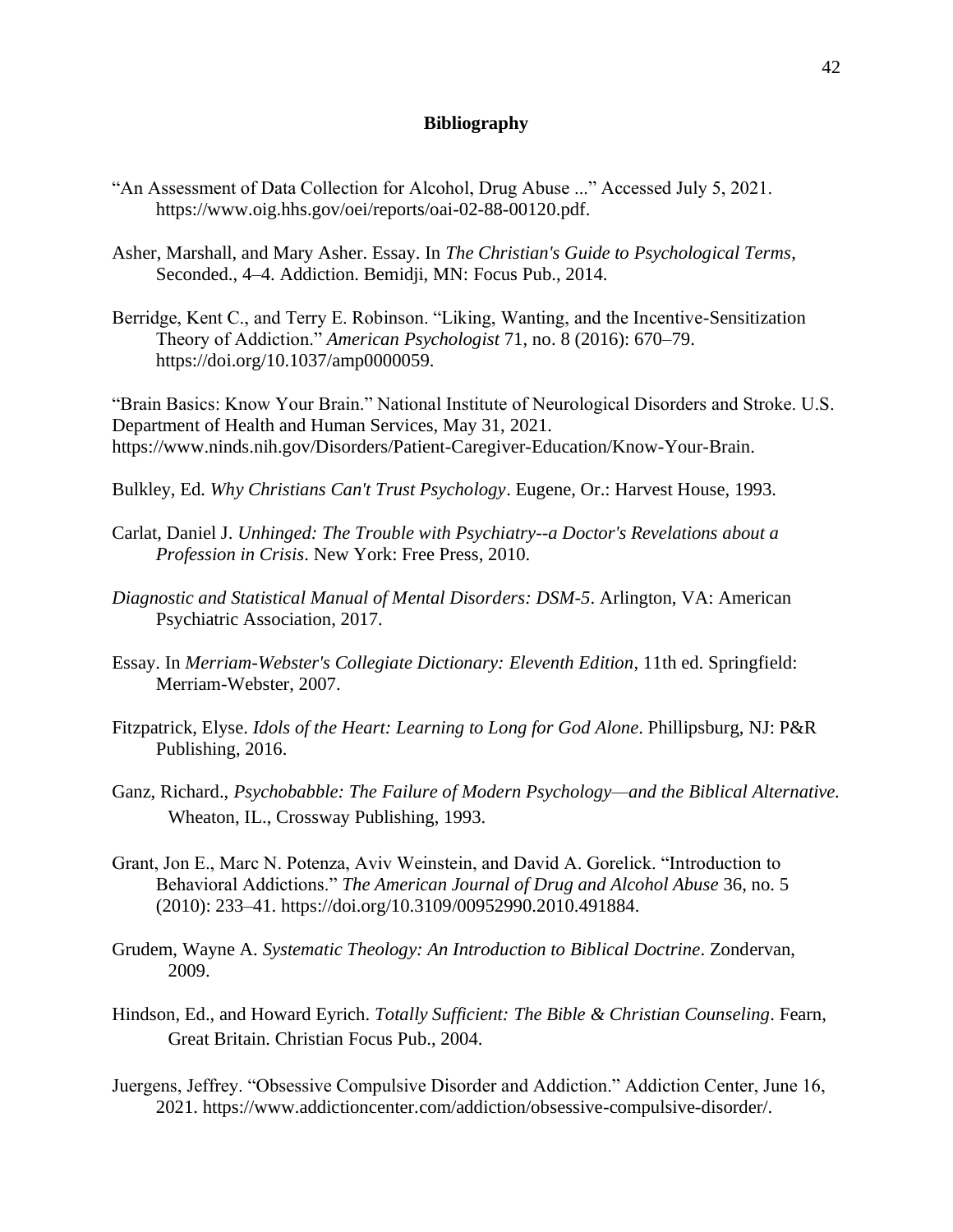## Bibliography

"An Assessment of Data Collection for Alcohol, Drug Abuse ..." Accessed July 5, 2021. https://www.oig.hhs.gov/oei/reports/oai-02-88-00120.pdf.

Asher, Marshall, and Mary Asher. Essay. In *The Christian's Guide to Psychological Terms*, Seconded., 4–4. Addiction. Bemidji, MN: Focus Pub., 2014.

Berridge, Kent C., and Terry E. Robinson. "Liking, Wanting, and the Incentive-Sensitization Theory of Addiction." *American Psychologist* 71, no. 8 (2016): 670–79. https://doi.org/10.1037/amp0000059.

"Brain Basics: Know Your Brain." National Institute of Neurological Disorders and Stroke. U.S. Department of Health and Human Services, May 31, 2021. https://www.ninds.nih.gov/Disorders/Patient-Caregiver-Education/Know-Your-Brain.

Bulkley, Ed. *Why Christians Can't Trust Psychology*. Eugene, Or.: Harvest House, 1993.

Carlat, Daniel J. *Unhinged: The Trouble with Psychiatry--a Doctor's Revelations about a Profession in Crisis*. New York: Free Press, 2010.

*Diagnostic and Statistical Manual of Mental Disorders: DSM-5*. Arlington, VA: American Psychiatric Association, 2017.

Essay. In *Merriam-Webster's Collegiate Dictionary: Eleventh Edition*, 11th ed. Springfield: Merriam-Webster, 2007.

Fitzpatrick, Elyse. *Idols of the Heart: Learning to Long for God Alone*. Phillipsburg, NJ: P&R Publishing, 2016.

Ganz, Richard., *Psychobabble: The Failure of Modern Psychology—and the Biblical Alternative.* Wheaton, IL., Crossway Publishing, 1993.

Grant, Jon E., Marc N. Potenza, Aviv Weinstein, and David A. Gorelick. "Introduction to Behavioral Addictions." *The American Journal of Drug and Alcohol Abuse* 36, no. 5 (2010): 233–41. https://doi.org/10.3109/00952990.2010.491884.

Grudem, Wayne A. *Systematic Theology: An Introduction to Biblical Doctrine*. Zondervan, 2009.

Hindson, Ed., and Howard Eyrich. *Totally Sufficient: The Bible & Christian Counseling*. Fearn, Great Britain. Christian Focus Pub., 2004.

Juergens, Jeffrey. "Obsessive Compulsive Disorder and Addiction." Addiction Center, June 16, 2021. https://www.addictioncenter.com/addiction/obsessive-compulsive-disorder/.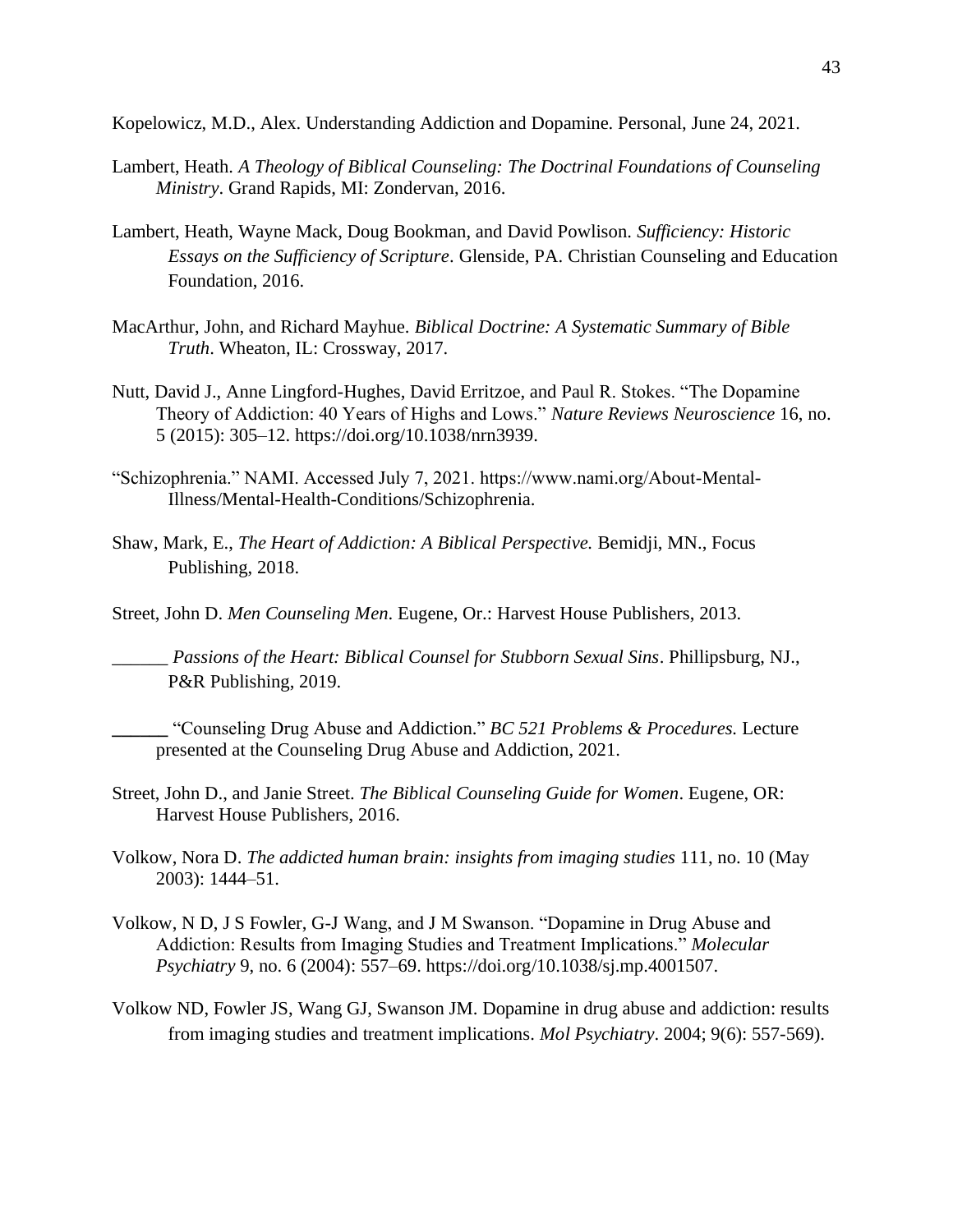Kopelowicz, M.D., Alex. Understanding Addiction and Dopamine. Personal, June 24, 2021.

Lambert, Heath. *A Theology of Biblical Counseling: The Doctrinal Foundations of Counseling Ministry*. Grand Rapids, MI: Zondervan, 2016.

Lambert, Heath, Wayne Mack, Doug Bookman, and David Powlison. *Sufficiency: Historic Essays on the Sufficiency of Scripture*. Glenside, PA. Christian Counseling and Education Foundation, 2016.

MacArthur, John, and Richard Mayhue. *Biblical Doctrine: A Systematic Summary of Bible Truth*. Wheaton, IL: Crossway, 2017.

Nutt, David J., Anne Lingford-Hughes, David Erritzoe, and Paul R. Stokes. "The Dopamine Theory of Addiction: 40 Years of Highs and Lows." *Nature Reviews Neuroscience* 16, no. 5 (2015): 305–12. https://doi.org/10.1038/nrn3939.

"Schizophrenia." NAMI. Accessed July 7, 2021. https://www.nami.org/About-Mental-Illness/Mental-Health-Conditions/Schizophrenia.

Shaw, Mark, E., *The Heart of Addiction: A Biblical Perspective.* Bemidji, MN., Focus Publishing, 2018.

Street, John D. *Men Counseling Men*. Eugene, Or.: Harvest House Publishers, 2013.

______ *Passions of the Heart: Biblical Counsel for Stubborn Sexual Sins*. Phillipsburg, NJ., P&R Publishing, 2019.

______ "Counseling Drug Abuse and Addiction." *BC 521 Problems & Procedures.* Lecture presented at the Counseling Drug Abuse and Addiction, 2021.

Street, John D., and Janie Street. *The Biblical Counseling Guide for Women*. Eugene, OR: Harvest House Publishers, 2016.

Volkow, Nora D. *The addicted human brain: insights from imaging studies* 111, no. 10 (May 2003): 1444–51.

Volkow, N D, J S Fowler, G-J Wang, and J M Swanson. "Dopamine in Drug Abuse and Addiction: Results from Imaging Studies and Treatment Implications." *Molecular Psychiatry* 9, no. 6 (2004): 557–69. https://doi.org/10.1038/sj.mp.4001507.

Volkow ND, Fowler JS, Wang GJ, Swanson JM. Dopamine in drug abuse and addiction: results from imaging studies and treatment implications. *Mol Psychiatry*. 2004; 9(6): 557-569).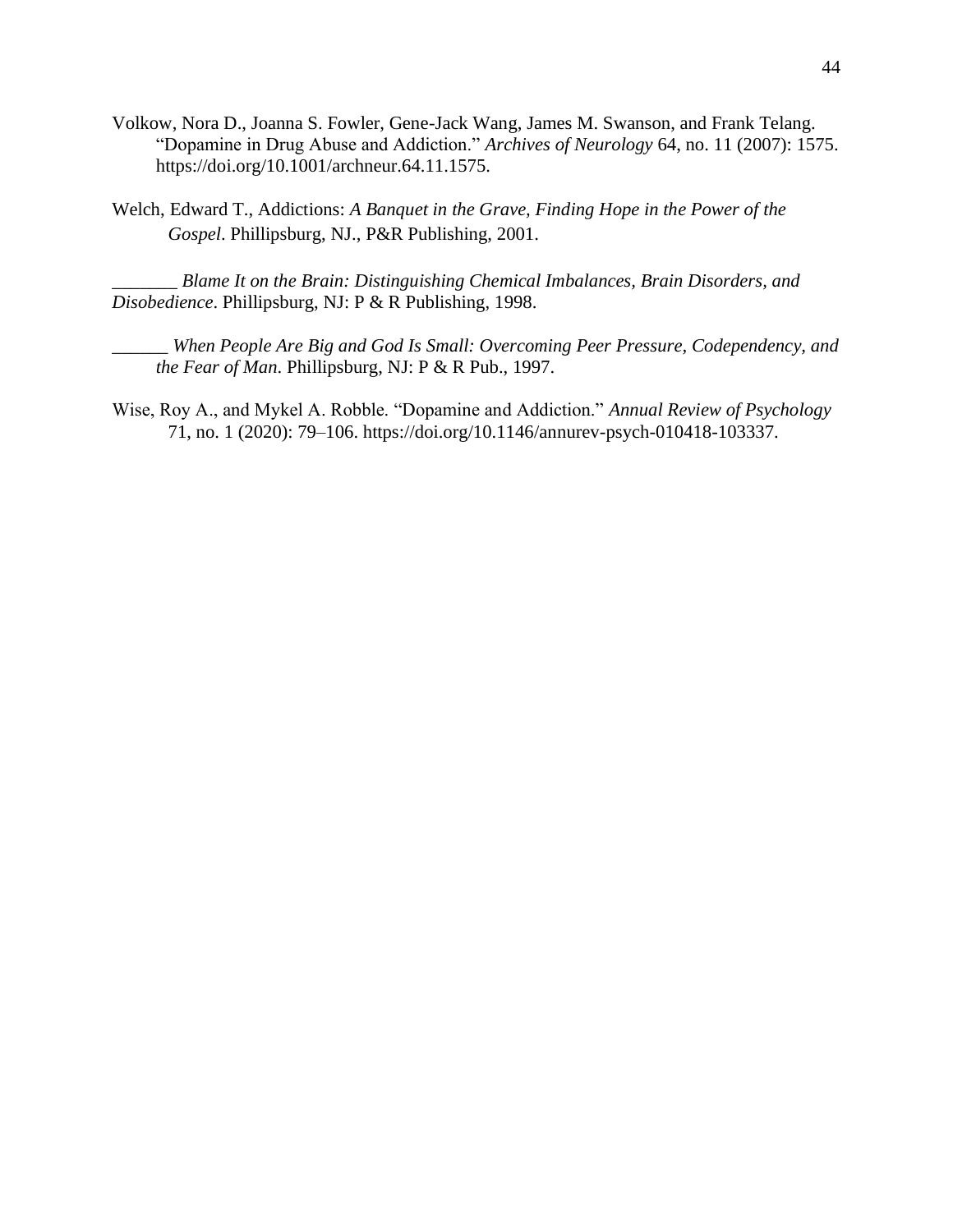Volkow, Nora D., Joanna S. Fowler, Gene-Jack Wang, James M. Swanson, and Frank Telang. "Dopamine in Drug Abuse and Addiction." *Archives of Neurology* 64, no. 11 (2007): 1575. https://doi.org/10.1001/archneur.64.11.1575.

Welch, Edward T., Addictions: *A Banquet in the Grave, Finding Hope in the Power of the Gospel*. Phillipsburg, NJ., P&R Publishing, 2001.

_______ *Blame It on the Brain: Distinguishing Chemical Imbalances, Brain Disorders, and Disobedience*. Phillipsburg, NJ: P & R Publishing, 1998.

______ *When People Are Big and God Is Small: Overcoming Peer Pressure, Codependency, and the Fear of Man*. Phillipsburg, NJ: P & R Pub., 1997.

Wise, Roy A., and Mykel A. Robble. "Dopamine and Addiction." *Annual Review of Psychology* 71, no. 1 (2020): 79–106. https://doi.org/10.1146/annurev-psych-010418-103337.